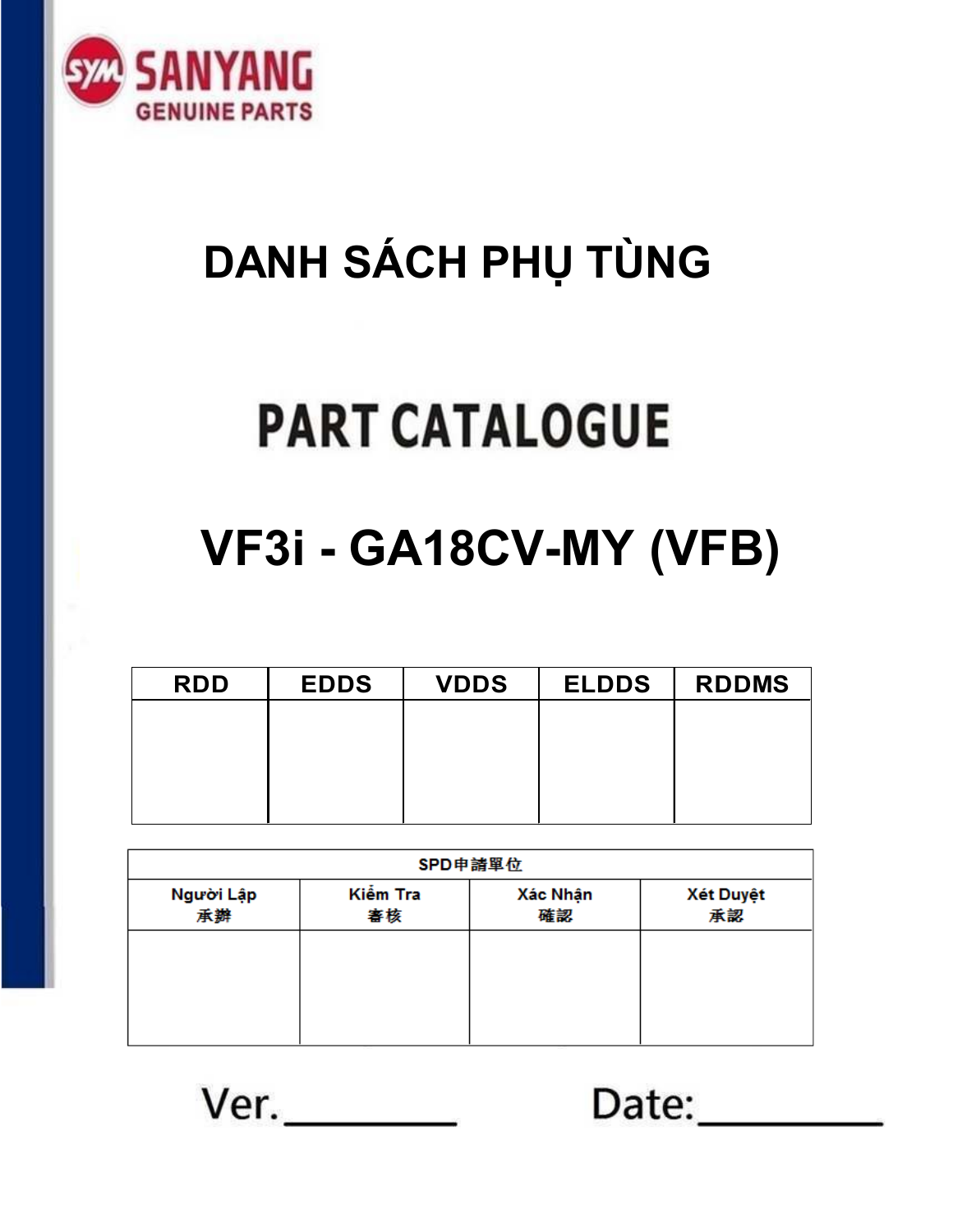SANYANG

GENUINE PARTS

# DANH SÁCH PHỤ TÙNG

# PART CATALOGUE

# VF3i - GA18CV-MY (VFB)

| RDD | EDDS | VDDS | ELDDS | RDDMS |
|---|---|---|---|---|
| | | | | |

| SPD申請單位 | | | |
|---|---|---|---|
| Người Lập<br>承辦 | Kiểm Tra<br>審核 | Xác Nhận<br>確認 | Xét Duyệt<br>承認 |
| | | | |

Ver.________ Date:________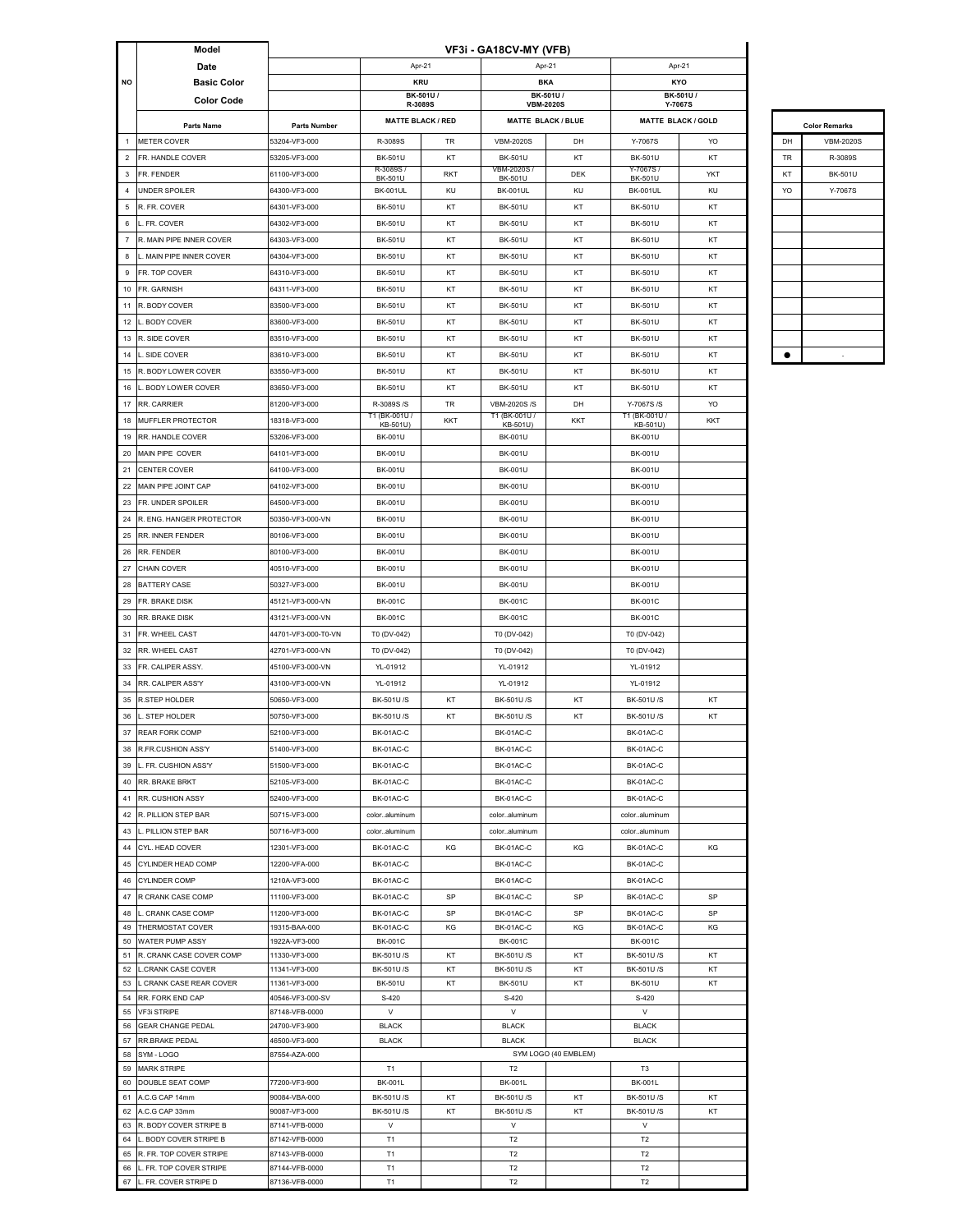| NO | Model | | VF3i - GA18CV-MY (VFB) | | | | | |
|---|---|---|---|---|---|---|---|---|
| | Date | | Apr-21 | | Apr-21 | | Apr-21 | |
| | Basic Color | | KRU | | BKA | | KYO | |
| | Color Code | | BK-501U / R-3089S | | BK-501U / VBM-2020S | | BK-501U / Y-7067S | |
| | Parts Name | Parts Number | MATTE BLACK / RED | | MATTE BLACK / BLUE | | MATTE BLACK / GOLD | |
| 1 | METER COVER | 53204-VF3-000 | R-3089S | TR | VBM-2020S | DH | Y-7067S | YO |
| 2 | FR. HANDLE COVER | 53205-VF3-000 | BK-501U | KT | BK-501U | KT | BK-501U | KT |
| 3 | FR. FENDER | 61100-VF3-000 | R-3089S / BK-501U | RKT | VBM-2020S / BK-501U | DEK | Y-7067S / BK-501U | YKT |
| 4 | UNDER SPOILER | 64300-VF3-000 | BK-001UL | KU | BK-001UL | KU | BK-001UL | KU |
| 5 | R. FR. COVER | 64301-VF3-000 | BK-501U | KT | BK-501U | KT | BK-501U | KT |
| 6 | L. FR. COVER | 64302-VF3-000 | BK-501U | KT | BK-501U | KT | BK-501U | KT |
| 7 | R. MAIN PIPE INNER COVER | 64303-VF3-000 | BK-501U | KT | BK-501U | KT | BK-501U | KT |
| 8 | L. MAIN PIPE INNER COVER | 64304-VF3-000 | BK-501U | KT | BK-501U | KT | BK-501U | KT |
| 9 | FR. TOP COVER | 64310-VF3-000 | BK-501U | KT | BK-501U | KT | BK-501U | KT |
| 10 | FR. GARNISH | 64311-VF3-000 | BK-501U | KT | BK-501U | KT | BK-501U | KT |
| 11 | R. BODY COVER | 83500-VF3-000 | BK-501U | KT | BK-501U | KT | BK-501U | KT |
| 12 | L. BODY COVER | 83600-VF3-000 | BK-501U | KT | BK-501U | KT | BK-501U | KT |
| 13 | R. SIDE COVER | 83510-VF3-000 | BK-501U | KT | BK-501U | KT | BK-501U | KT |
| 14 | L. SIDE COVER | 83610-VF3-000 | BK-501U | KT | BK-501U | KT | BK-501U | KT |
| 15 | R. BODY LOWER COVER | 83550-VF3-000 | BK-501U | KT | BK-501U | KT | BK-501U | KT |
| 16 | L. BODY LOWER COVER | 83650-VF3-000 | BK-501U | KT | BK-501U | KT | BK-501U | KT |
| 17 | RR. CARRIER | 81200-VF3-000 | R-3089S /S | TR | VBM-2020S /S | DH | Y-7067S /S | YO |
| 18 | MUFFLER PROTECTOR | 18318-VF3-000 | T1 (BK-001U / KB-501U) | KKT | T1 (BK-001U / KB-501U) | KKT | T1 (BK-001U / KB-501U) | KKT |
| 19 | RR. HANDLE COVER | 53206-VF3-000 | BK-001U | | BK-001U | | BK-001U | |
| 20 | MAIN PIPE COVER | 64101-VF3-000 | BK-001U | | BK-001U | | BK-001U | |
| 21 | CENTER COVER | 64100-VF3-000 | BK-001U | | BK-001U | | BK-001U | |
| 22 | MAIN PIPE JOINT CAP | 64102-VF3-000 | BK-001U | | BK-001U | | BK-001U | |
| 23 | FR. UNDER SPOILER | 64500-VF3-000 | BK-001U | | BK-001U | | BK-001U | |
| 24 | R. ENG. HANGER PROTECTOR | 50350-VF3-000-VN | BK-001U | | BK-001U | | BK-001U | |
| 25 | RR. INNER FENDER | 80106-VF3-000 | BK-001U | | BK-001U | | BK-001U | |
| 26 | RR. FENDER | 80100-VF3-000 | BK-001U | | BK-001U | | BK-001U | |
| 27 | CHAIN COVER | 40510-VF3-000 | BK-001U | | BK-001U | | BK-001U | |
| 28 | BATTERY CASE | 50327-VF3-000 | BK-001U | | BK-001U | | BK-001U | |
| 29 | FR. BRAKE DISK | 45121-VF3-000-VN | BK-001C | | BK-001C | | BK-001C | |
| 30 | RR. BRAKE DISK | 43121-VF3-000-VN | BK-001C | | BK-001C | | BK-001C | |
| 31 | FR. WHEEL CAST | 44701-VF3-000-T0-VN | T0 (DV-042) | | T0 (DV-042) | | T0 (DV-042) | |
| 32 | RR. WHEEL CAST | 42701-VF3-000-VN | T0 (DV-042) | | T0 (DV-042) | | T0 (DV-042) | |
| 33 | FR. CALIPER ASSY. | 45100-VF3-000-VN | YL-01912 | | YL-01912 | | YL-01912 | |
| 34 | RR. CALIPER ASS'Y | 43100-VF3-000-VN | YL-01912 | | YL-01912 | | YL-01912 | |
| 35 | R.STEP HOLDER | 50650-VF3-000 | BK-501U /S | KT | BK-501U /S | KT | BK-501U /S | KT |
| 36 | L. STEP HOLDER | 50750-VF3-000 | BK-501U /S | KT | BK-501U /S | KT | BK-501U /S | KT |
| 37 | REAR FORK COMP | 52100-VF3-000 | BK-01AC-C | | BK-01AC-C | | BK-01AC-C | |
| 38 | R.FR.CUSHION ASS'Y | 51400-VF3-000 | BK-01AC-C | | BK-01AC-C | | BK-01AC-C | |
| 39 | L. FR. CUSHION ASS'Y | 51500-VF3-000 | BK-01AC-C | | BK-01AC-C | | BK-01AC-C | |
| 40 | RR. BRAKE BRKT | 52105-VF3-000 | BK-01AC-C | | BK-01AC-C | | BK-01AC-C | |
| 41 | RR. CUSHION ASSY | 52400-VF3-000 | BK-01AC-C | | BK-01AC-C | | BK-01AC-C | |
| 42 | R. PILLION STEP BAR | 50715-VF3-000 | color..aluminum | | color..aluminum | | color..aluminum | |
| 43 | L. PILLION STEP BAR | 50716-VF3-000 | color..aluminum | | color..aluminum | | color..aluminum | |
| 44 | CYL. HEAD COVER | 12301-VF3-000 | BK-01AC-C | KG | BK-01AC-C | KG | BK-01AC-C | KG |
| 45 | CYLINDER HEAD COMP | 12200-VFA-000 | BK-01AC-C | | BK-01AC-C | | BK-01AC-C | |
| 46 | CYLINDER COMP | 1210A-VF3-000 | BK-01AC-C | | BK-01AC-C | | BK-01AC-C | |
| 47 | R CRANK CASE COMP | 11100-VF3-000 | BK-01AC-C | SP | BK-01AC-C | SP | BK-01AC-C | SP |
| 48 | L. CRANK CASE COMP | 11200-VF3-000 | BK-01AC-C | SP | BK-01AC-C | SP | BK-01AC-C | SP |
| 49 | THERMOSTAT COVER | 19315-BAA-000 | BK-01AC-C | KG | BK-01AC-C | KG | BK-01AC-C | KG |
| 50 | WATER PUMP ASSY | 1922A-VF3-000 | BK-001C | | BK-001C | | BK-001C | |
| 51 | R. CRANK CASE COVER COMP | 11330-VF3-000 | BK-501U /S | KT | BK-501U /S | KT | BK-501U /S | KT |
| 52 | L.CRANK CASE COVER | 11341-VF3-000 | BK-501U /S | KT | BK-501U /S | KT | BK-501U /S | KT |
| 53 | L CRANK CASE REAR COVER | 11361-VF3-000 | BK-501U | KT | BK-501U | KT | BK-501U | KT |
| 54 | RR. FORK END CAP | 40546-VF3-000-SV | S-420 | | S-420 | | S-420 | |
| 55 | VF3i STRIPE | 87148-VFB-0000 | V | | V | | V | |
| 56 | GEAR CHANGE PEDAL | 24700-VF3-900 | BLACK | | BLACK | | BLACK | |
| 57 | RR.BRAKE PEDAL | 46500-VF3-900 | BLACK | | BLACK | | BLACK | |
| 58 | SYM - LOGO | 87554-AZA-000 | SYM LOGO (40 EMBLEM) | | | | | |
| 59 | MARK STRIPE | | T1 | | T2 | | T3 | |
| 60 | DOUBLE SEAT COMP | 77200-VF3-900 | BK-001L | | BK-001L | | BK-001L | |
| 61 | A.C.G CAP 14mm | 90084-VBA-000 | BK-501U /S | KT | BK-501U /S | KT | BK-501U /S | KT |
| 62 | A.C.G CAP 33mm | 90087-VF3-000 | BK-501U /S | KT | BK-501U /S | KT | BK-501U /S | KT |
| 63 | R. BODY COVER STRIPE B | 87141-VFB-0000 | V | | V | | V | |
| 64 | L. BODY COVER STRIPE B | 87142-VFB-0000 | T1 | | T2 | | T2 | |
| 65 | R. FR. TOP COVER STRIPE | 87143-VFB-0000 | T1 | | T2 | | T2 | |
| 66 | L. FR. TOP COVER STRIPE | 87144-VFB-0000 | T1 | | T2 | | T2 | |
| 67 | L. FR. COVER STRIPE D | 87136-VFB-0000 | T1 | | T2 | | T2 | |

| Color Remarks | |
|---|---|
| DH | VBM-2020S |
| TR | R-3089S |
| KT | BK-501U |
| YO | Y-7067S |
| | |
| | |
| | |
| | |
| | |
| | |
| | |
| | |
| ● | - |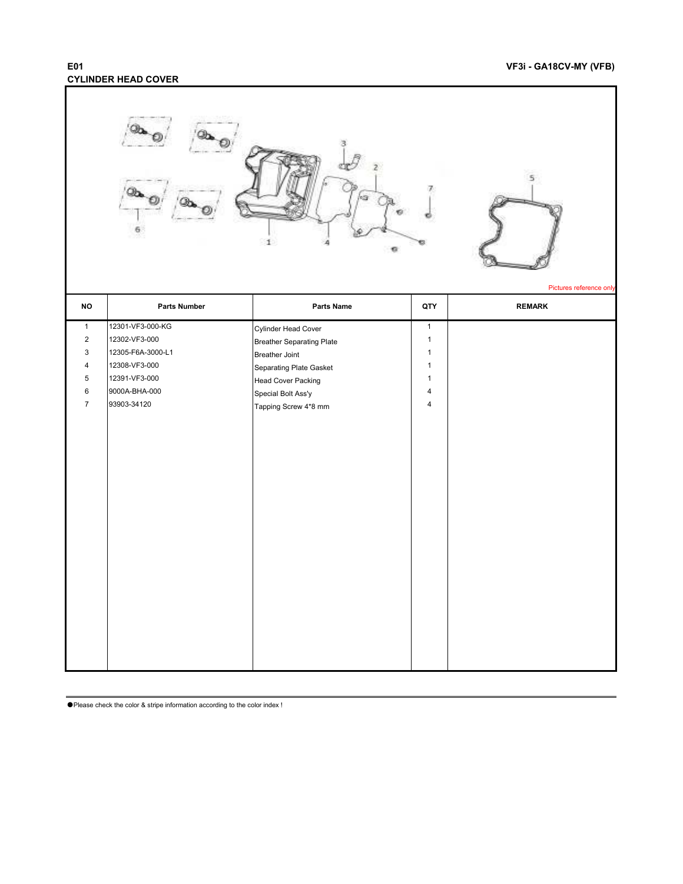**E01**

**CYLINDER HEAD COVER**

**VF3i - GA18CV-MY (VFB)**

Pictures reference only

| NO | Parts Number | Parts Name | QTY | REMARK |
|---|---|---|---|---|
| 1 | 12301-VF3-000-KG | Cylinder Head Cover | 1 | |
| 2 | 12302-VF3-000 | Breather Separating Plate | 1 | |
| 3 | 12305-F6A-3000-L1 | Breather Joint | 1 | |
| 4 | 12308-VF3-000 | Separating Plate Gasket | 1 | |
| 5 | 12391-VF3-000 | Head Cover Packing | 1 | |
| 6 | 9000A-BHA-000 | Special Bolt Ass'y | 4 | |
| 7 | 93903-34120 | Tapping Screw 4*8 mm | 4 | |

●Please check the color & stripe information according to the color index !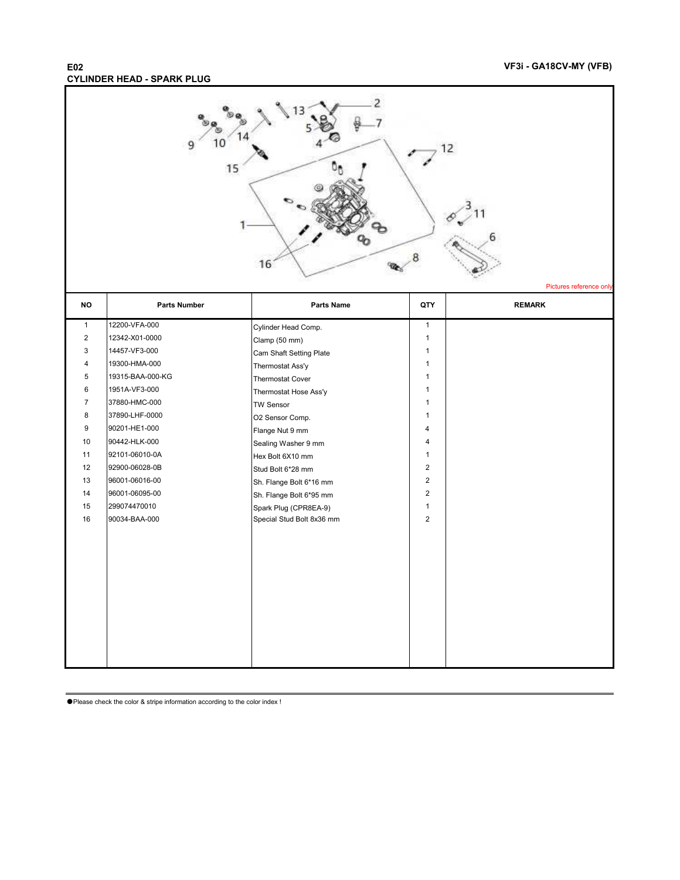E02

VF3i - GA18CV-MY (VFB)

## CYLINDER HEAD - SPARK PLUG

Pictures reference only

| NO | Parts Number | Parts Name | QTY | REMARK |
|---|---|---|---|---|
| 1 | 12200-VFA-000 | Cylinder Head Comp. | 1 | |
| 2 | 12342-X01-0000 | Clamp (50 mm) | 1 | |
| 3 | 14457-VF3-000 | Cam Shaft Setting Plate | 1 | |
| 4 | 19300-HMA-000 | Thermostat Ass'y | 1 | |
| 5 | 19315-BAA-000-KG | Thermostat Cover | 1 | |
| 6 | 1951A-VF3-000 | Thermostat Hose Ass'y | 1 | |
| 7 | 37880-HMC-000 | TW Sensor | 1 | |
| 8 | 37890-LHF-0000 | O2 Sensor Comp. | 1 | |
| 9 | 90201-HE1-000 | Flange Nut 9 mm | 4 | |
| 10 | 90442-HLK-000 | Sealing Washer 9 mm | 4 | |
| 11 | 92101-06010-0A | Hex Bolt 6X10 mm | 1 | |
| 12 | 92900-06028-0B | Stud Bolt 6*28 mm | 2 | |
| 13 | 96001-06016-00 | Sh. Flange Bolt 6*16 mm | 2 | |
| 14 | 96001-06095-00 | Sh. Flange Bolt 6*95 mm | 2 | |
| 15 | 299074470010 | Spark Plug (CPR8EA-9) | 1 | |
| 16 | 90034-BAA-000 | Special Stud Bolt 8x36 mm | 2 | |

●Please check the color & stripe information according to the color index !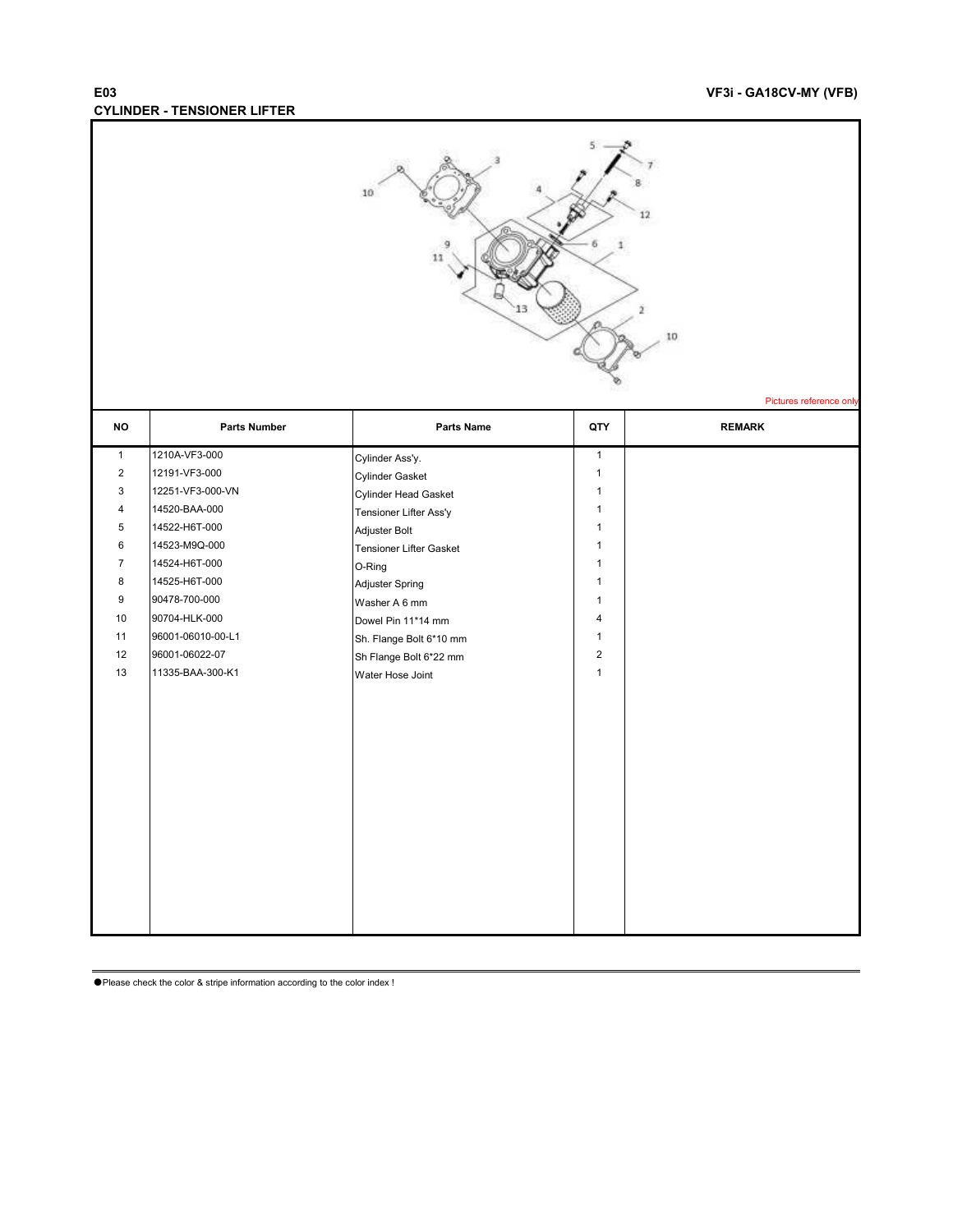# E03

## CYLINDER - TENSIONER LIFTER

**VF3i - GA18CV-MY (VFB)**

Pictures reference only

| NO | Parts Number | Parts Name | QTY | REMARK |
|---|---|---|---|---|
| 1 | 1210A-VF3-000 | Cylinder Ass'y. | 1 | |
| 2 | 12191-VF3-000 | Cylinder Gasket | 1 | |
| 3 | 12251-VF3-000-VN | Cylinder Head Gasket | 1 | |
| 4 | 14520-BAA-000 | Tensioner Lifter Ass'y | 1 | |
| 5 | 14522-H6T-000 | Adjuster Bolt | 1 | |
| 6 | 14523-M9Q-000 | Tensioner Lifter Gasket | 1 | |
| 7 | 14524-H6T-000 | O-Ring | 1 | |
| 8 | 14525-H6T-000 | Adjuster Spring | 1 | |
| 9 | 90478-700-000 | Washer A 6 mm | 1 | |
| 10 | 90704-HLK-000 | Dowel Pin 11*14 mm | 4 | |
| 11 | 96001-06010-00-L1 | Sh. Flange Bolt 6*10 mm | 1 | |
| 12 | 96001-06022-07 | Sh Flange Bolt 6*22 mm | 2 | |
| 13 | 11335-BAA-300-K1 | Water Hose Joint | 1 | |

●Please check the color & stripe information according to the color index !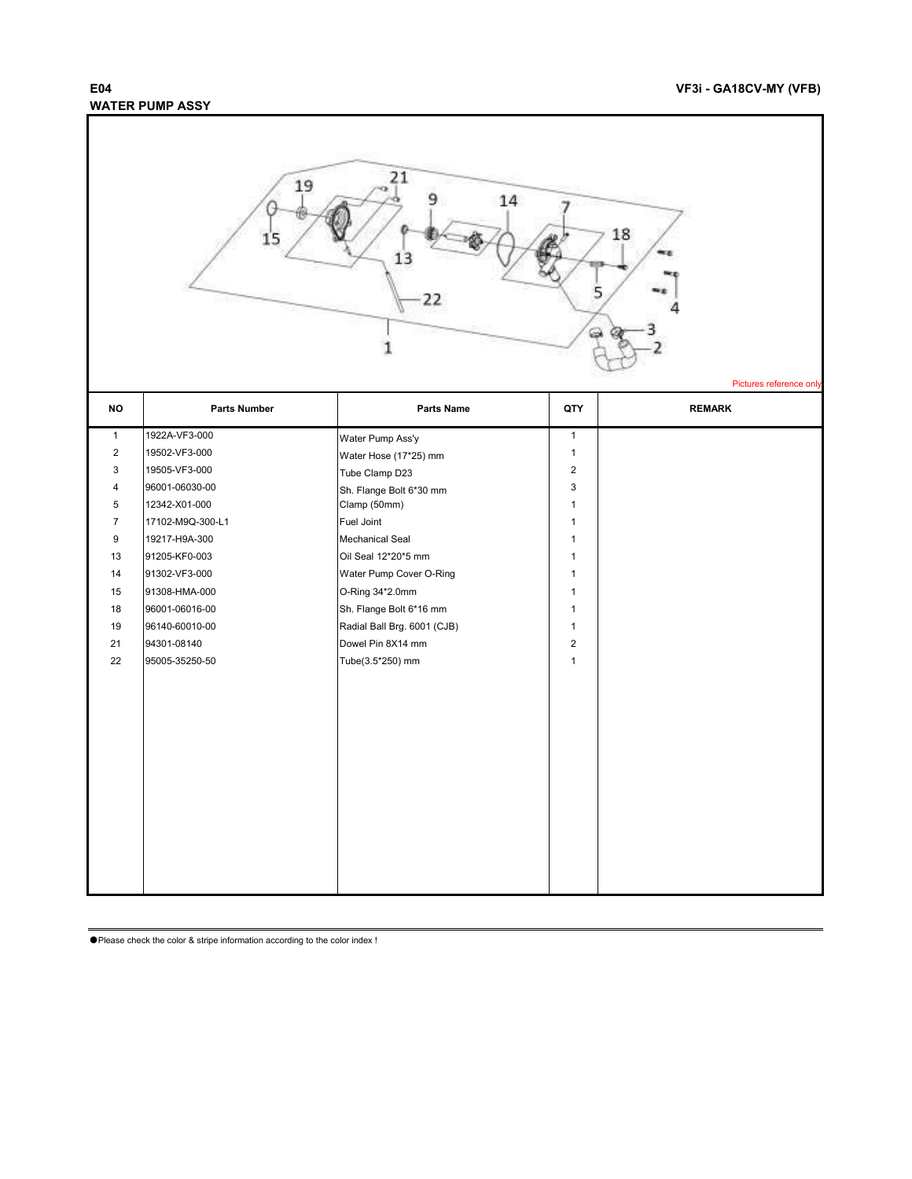## E04
## WATER PUMP ASSY

VF3i - GA18CV-MY (VFB)

Pictures reference only

| NO | Parts Number | Parts Name | QTY | REMARK |
|---|---|---|---|---|
| 1 | 1922A-VF3-000 | Water Pump Ass'y | 1 | |
| 2 | 19502-VF3-000 | Water Hose (17*25) mm | 1 | |
| 3 | 19505-VF3-000 | Tube Clamp D23 | 2 | |
| 4 | 96001-06030-00 | Sh. Flange Bolt 6*30 mm | 3 | |
| 5 | 12342-X01-000 | Clamp (50mm) | 1 | |
| 7 | 17102-M9Q-300-L1 | Fuel Joint | 1 | |
| 9 | 19217-H9A-300 | Mechanical Seal | 1 | |
| 13 | 91205-KF0-003 | Oil Seal 12*20*5 mm | 1 | |
| 14 | 91302-VF3-000 | Water Pump Cover O-Ring | 1 | |
| 15 | 91308-HMA-000 | O-Ring 34*2.0mm | 1 | |
| 18 | 96001-06016-00 | Sh. Flange Bolt 6*16 mm | 1 | |
| 19 | 96140-60010-00 | Radial Ball Brg. 6001 (CJB) | 1 | |
| 21 | 94301-08140 | Dowel Pin 8X14 mm | 2 | |
| 22 | 95005-35250-50 | Tube(3.5*250) mm | 1 | |

●Please check the color & stripe information according to the color index !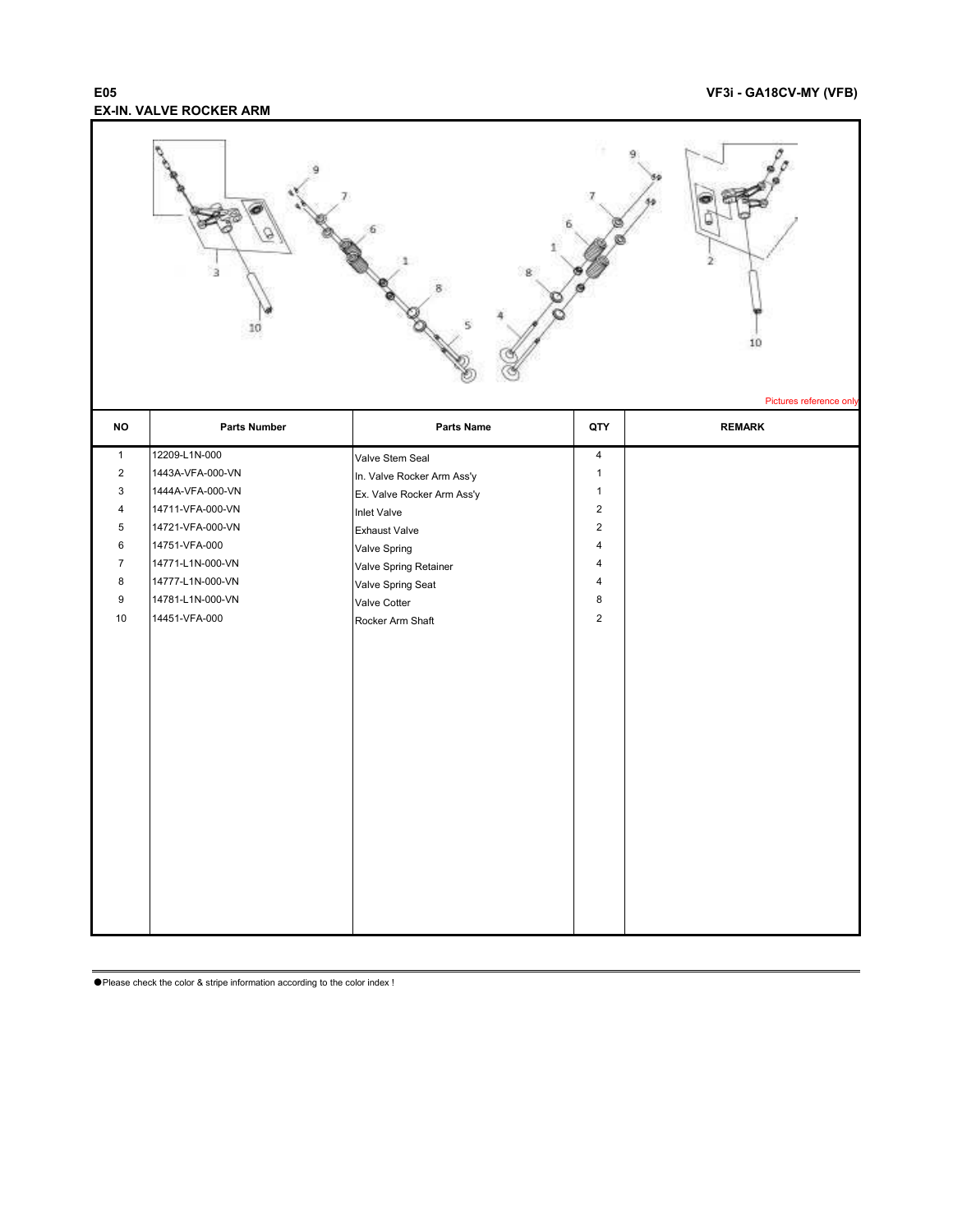# E05

## EX-IN. VALVE ROCKER ARM

VF3i - GA18CV-MY (VFB)

Pictures reference only

| NO | Parts Number | Parts Name | QTY | REMARK |
|---|---|---|---|---|
| 1 | 12209-L1N-000 | Valve Stem Seal | 4 | |
| 2 | 1443A-VFA-000-VN | In. Valve Rocker Arm Ass'y | 1 | |
| 3 | 1444A-VFA-000-VN | Ex. Valve Rocker Arm Ass'y | 1 | |
| 4 | 14711-VFA-000-VN | Inlet Valve | 2 | |
| 5 | 14721-VFA-000-VN | Exhaust Valve | 2 | |
| 6 | 14751-VFA-000 | Valve Spring | 4 | |
| 7 | 14771-L1N-000-VN | Valve Spring Retainer | 4 | |
| 8 | 14777-L1N-000-VN | Valve Spring Seat | 4 | |
| 9 | 14781-L1N-000-VN | Valve Cotter | 8 | |
| 10 | 14451-VFA-000 | Rocker Arm Shaft | 2 | |

●Please check the color & stripe information according to the color index !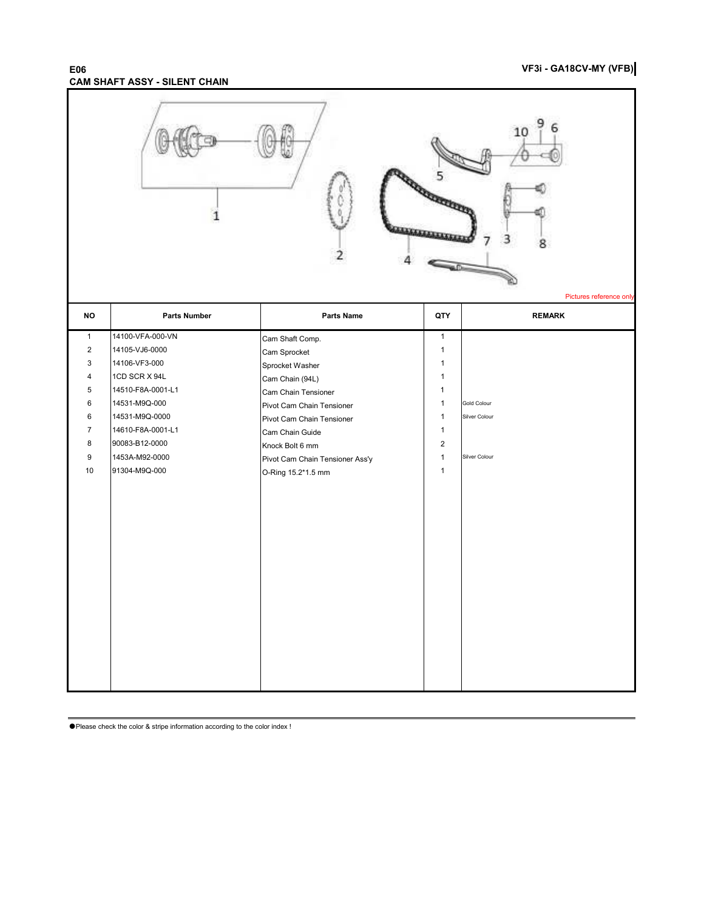# E06
## CAM SHAFT ASSY - SILENT CHAIN

VF3i - GA18CV-MY (VFB)

Pictures reference only

| NO | Parts Number | Parts Name | QTY | REMARK |
|---|---|---|---|---|
| 1 | 14100-VFA-000-VN | Cam Shaft Comp. | 1 | |
| 2 | 14105-VJ6-0000 | Cam Sprocket | 1 | |
| 3 | 14106-VF3-000 | Sprocket Washer | 1 | |
| 4 | 1CD SCR X 94L | Cam Chain (94L) | 1 | |
| 5 | 14510-F8A-0001-L1 | Cam Chain Tensioner | 1 | |
| 6 | 14531-M9Q-000 | Pivot Cam Chain Tensioner | 1 | Gold Colour |
| 6 | 14531-M9Q-0000 | Pivot Cam Chain Tensioner | 1 | Silver Colour |
| 7 | 14610-F8A-0001-L1 | Cam Chain Guide | 1 | |
| 8 | 90083-B12-0000 | Knock Bolt 6 mm | 2 | |
| 9 | 1453A-M92-0000 | Pivot Cam Chain Tensioner Ass'y | 1 | Silver Colour |
| 10 | 91304-M9Q-000 | O-Ring 15.2*1.5 mm | 1 | |

●Please check the color & stripe information according to the color index !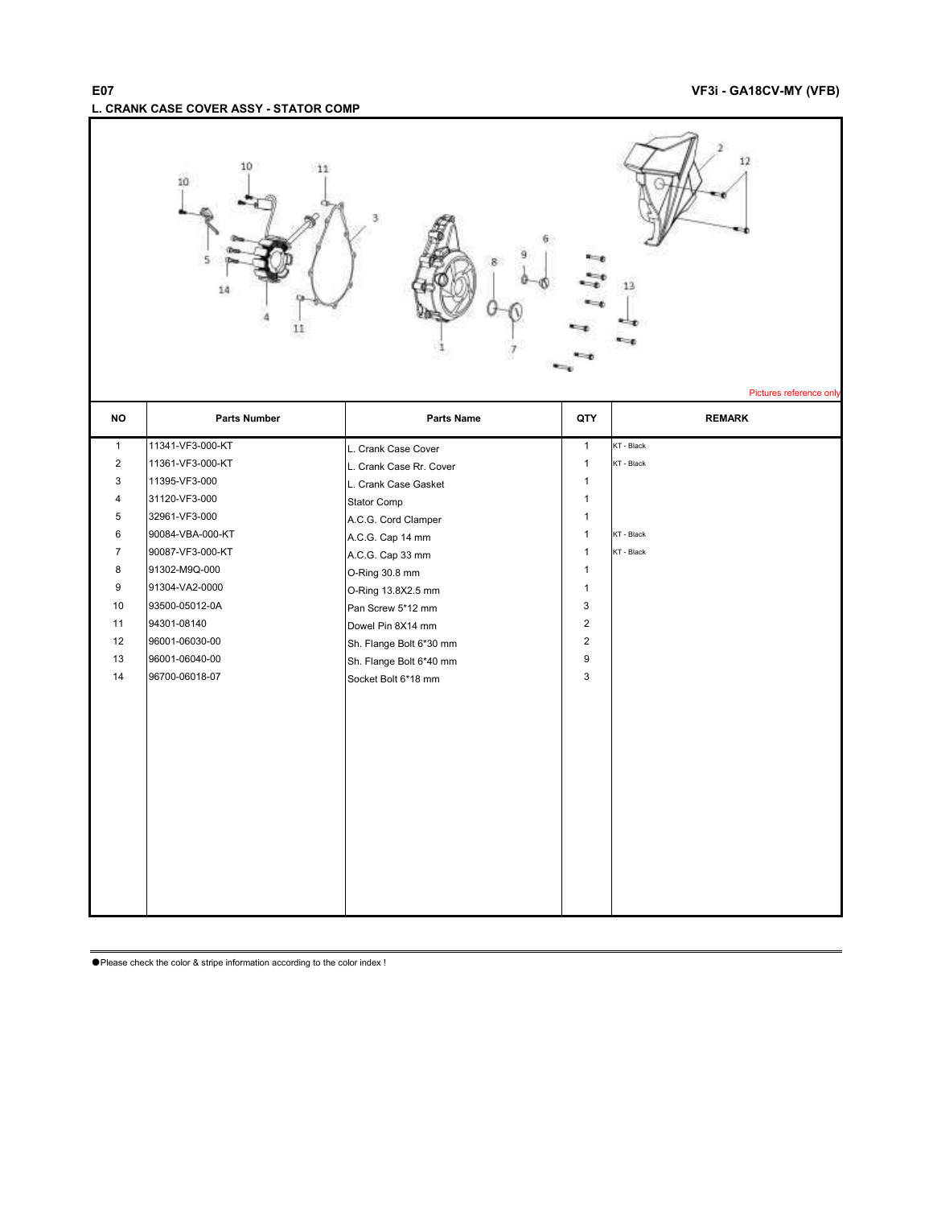# E07

**VF3i - GA18CV-MY (VFB)**

## L. CRANK CASE COVER ASSY - STATOR COMP

Pictures reference only

| NO | Parts Number | Parts Name | QTY | REMARK |
|---|---|---|---|---|
| 1 | 11341-VF3-000-KT | L. Crank Case Cover | 1 | KT - Black |
| 2 | 11361-VF3-000-KT | L. Crank Case Rr. Cover | 1 | KT - Black |
| 3 | 11395-VF3-000 | L. Crank Case Gasket | 1 | |
| 4 | 31120-VF3-000 | Stator Comp | 1 | |
| 5 | 32961-VF3-000 | A.C.G. Cord Clamper | 1 | |
| 6 | 90084-VBA-000-KT | A.C.G. Cap 14 mm | 1 | KT - Black |
| 7 | 90087-VF3-000-KT | A.C.G. Cap 33 mm | 1 | KT - Black |
| 8 | 91302-M9Q-000 | O-Ring 30.8 mm | 1 | |
| 9 | 91304-VA2-0000 | O-Ring 13.8X2.5 mm | 1 | |
| 10 | 93500-05012-0A | Pan Screw 5*12 mm | 3 | |
| 11 | 94301-08140 | Dowel Pin 8X14 mm | 2 | |
| 12 | 96001-06030-00 | Sh. Flange Bolt 6*30 mm | 2 | |
| 13 | 96001-06040-00 | Sh. Flange Bolt 6*40 mm | 9 | |
| 14 | 96700-06018-07 | Socket Bolt 6*18 mm | 3 | |

●Please check the color & stripe information according to the color index !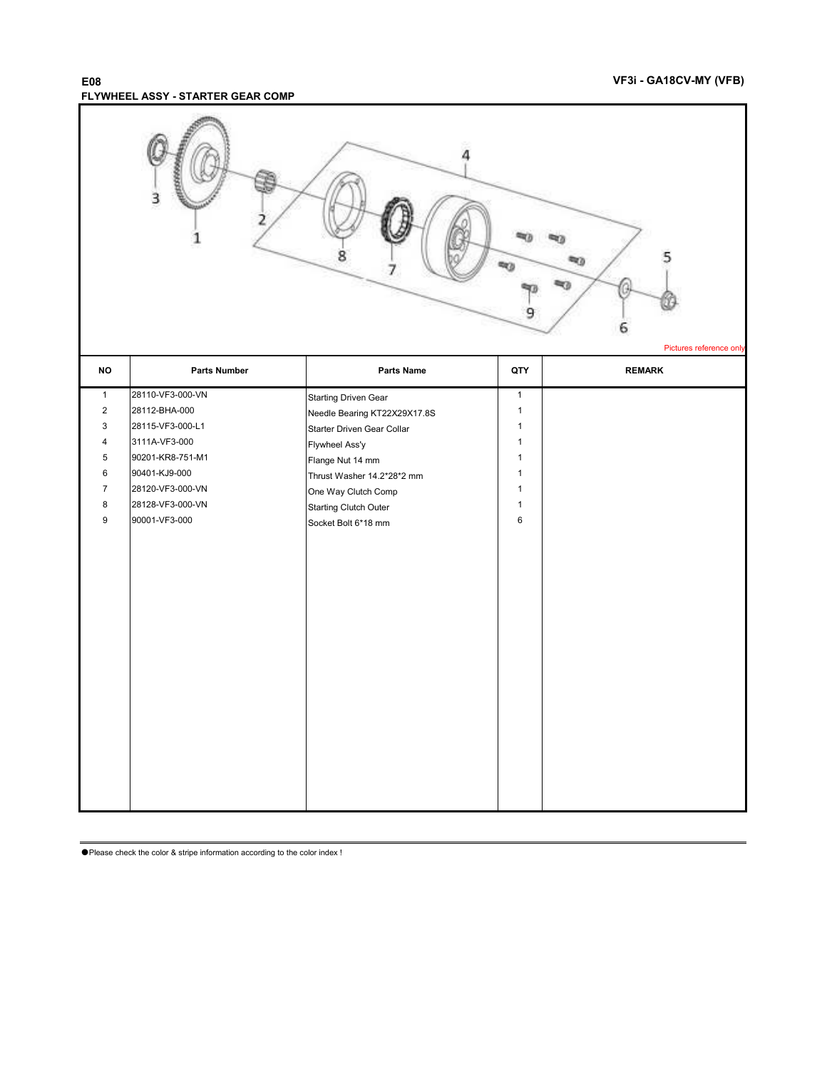# E08

## FLYWHEEL ASSY - STARTER GEAR COMP

VF3i - GA18CV-MY (VFB)

Pictures reference only

| NO | Parts Number | Parts Name | QTY | REMARK |
|---|---|---|---|---|
| 1 | 28110-VF3-000-VN | Starting Driven Gear | 1 | |
| 2 | 28112-BHA-000 | Needle Bearing KT22X29X17.8S | 1 | |
| 3 | 28115-VF3-000-L1 | Starter Driven Gear Collar | 1 | |
| 4 | 3111A-VF3-000 | Flywheel Ass'y | 1 | |
| 5 | 90201-KR8-751-M1 | Flange Nut 14 mm | 1 | |
| 6 | 90401-KJ9-000 | Thrust Washer 14.2*28*2 mm | 1 | |
| 7 | 28120-VF3-000-VN | One Way Clutch Comp | 1 | |
| 8 | 28128-VF3-000-VN | Starting Clutch Outer | 1 | |
| 9 | 90001-VF3-000 | Socket Bolt 6*18 mm | 6 | |

●Please check the color & stripe information according to the color index !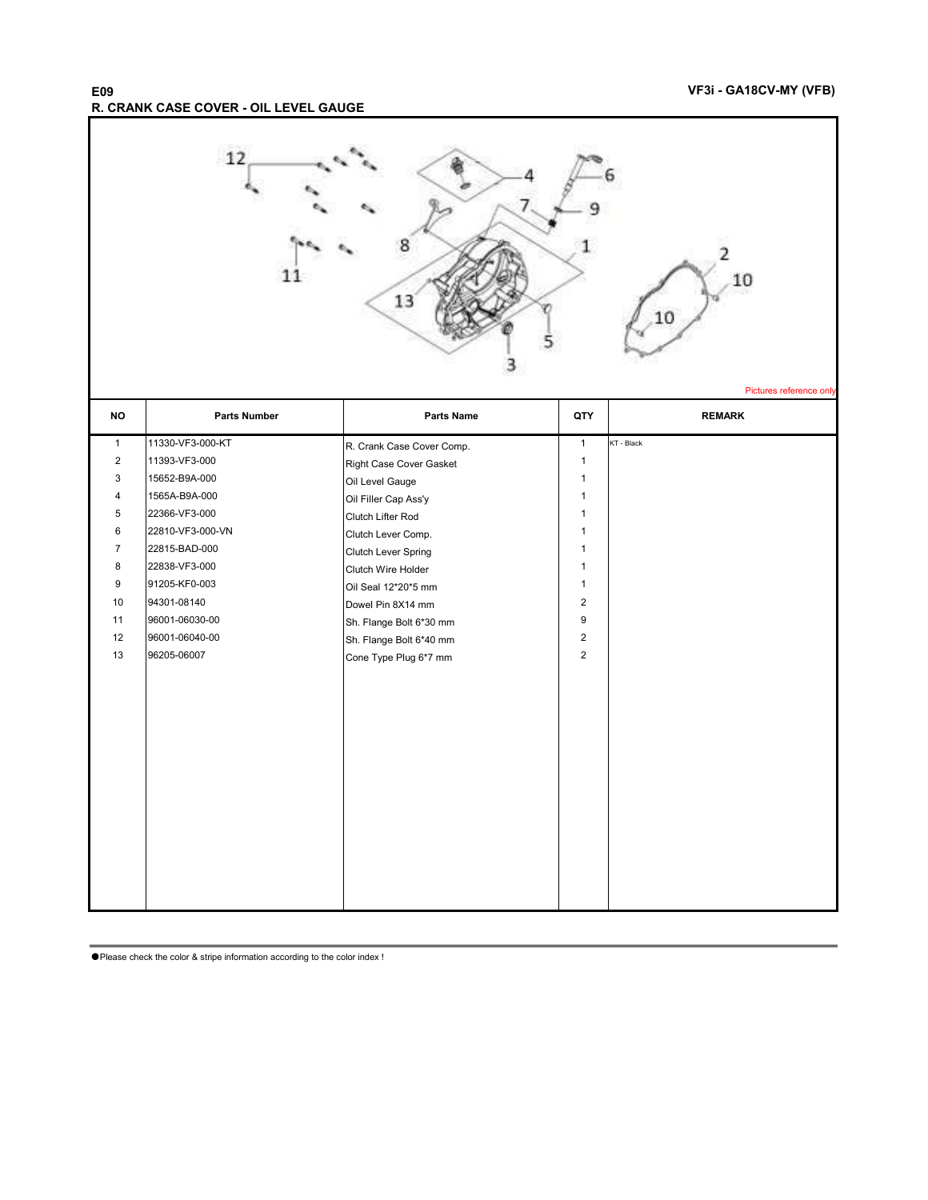## E09

## R. CRANK CASE COVER - OIL LEVEL GAUGE

VF3i - GA18CV-MY (VFB)

Pictures reference only

| NO | Parts Number | Parts Name | QTY | REMARK |
|---|---|---|---|---|
| 1 | 11330-VF3-000-KT | R. Crank Case Cover Comp. | 1 | KT - Black |
| 2 | 11393-VF3-000 | Right Case Cover Gasket | 1 | |
| 3 | 15652-B9A-000 | Oil Level Gauge | 1 | |
| 4 | 1565A-B9A-000 | Oil Filler Cap Ass'y | 1 | |
| 5 | 22366-VF3-000 | Clutch Lifter Rod | 1 | |
| 6 | 22810-VF3-000-VN | Clutch Lever Comp. | 1 | |
| 7 | 22815-BAD-000 | Clutch Lever Spring | 1 | |
| 8 | 22838-VF3-000 | Clutch Wire Holder | 1 | |
| 9 | 91205-KF0-003 | Oil Seal 12*20*5 mm | 1 | |
| 10 | 94301-08140 | Dowel Pin 8X14 mm | 2 | |
| 11 | 96001-06030-00 | Sh. Flange Bolt 6*30 mm | 9 | |
| 12 | 96001-06040-00 | Sh. Flange Bolt 6*40 mm | 2 | |
| 13 | 96205-06007 | Cone Type Plug 6*7 mm | 2 | |

●Please check the color & stripe information according to the color index !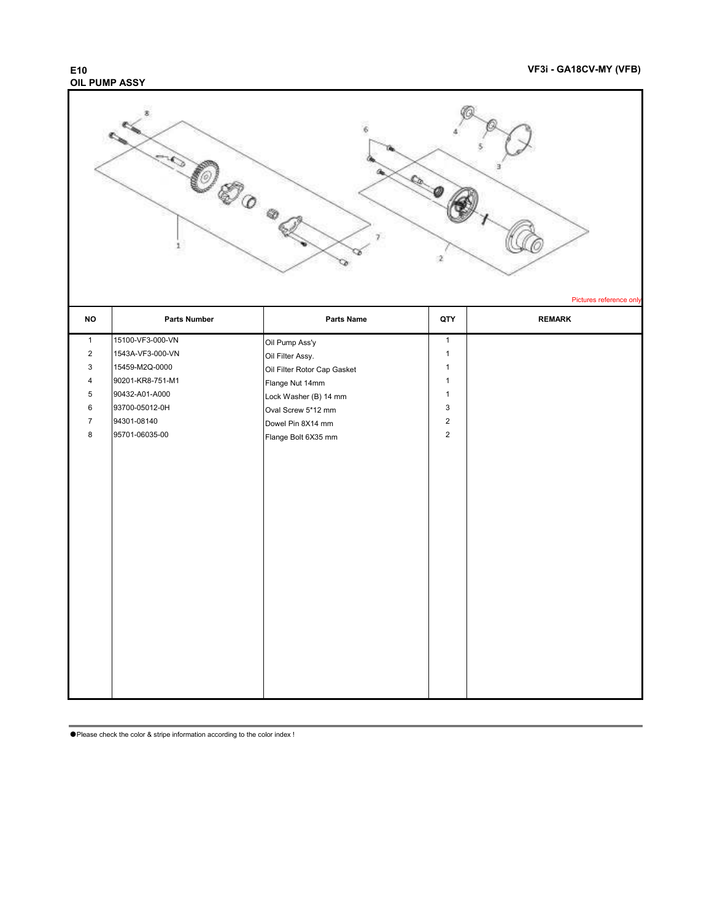# E10
## OIL PUMP ASSY

VF3i - GA18CV-MY (VFB)

Pictures reference only

| NO | Parts Number | Parts Name | QTY | REMARK |
|---|---|---|---|---|
| 1 | 15100-VF3-000-VN | Oil Pump Ass'y | 1 | |
| 2 | 1543A-VF3-000-VN | Oil Filter Assy. | 1 | |
| 3 | 15459-M2Q-0000 | Oil Filter Rotor Cap Gasket | 1 | |
| 4 | 90201-KR8-751-M1 | Flange Nut 14mm | 1 | |
| 5 | 90432-A01-A000 | Lock Washer (B) 14 mm | 1 | |
| 6 | 93700-05012-0H | Oval Screw 5*12 mm | 3 | |
| 7 | 94301-08140 | Dowel Pin 8X14 mm | 2 | |
| 8 | 95701-06035-00 | Flange Bolt 6X35 mm | 2 | |

●Please check the color & stripe information according to the color index !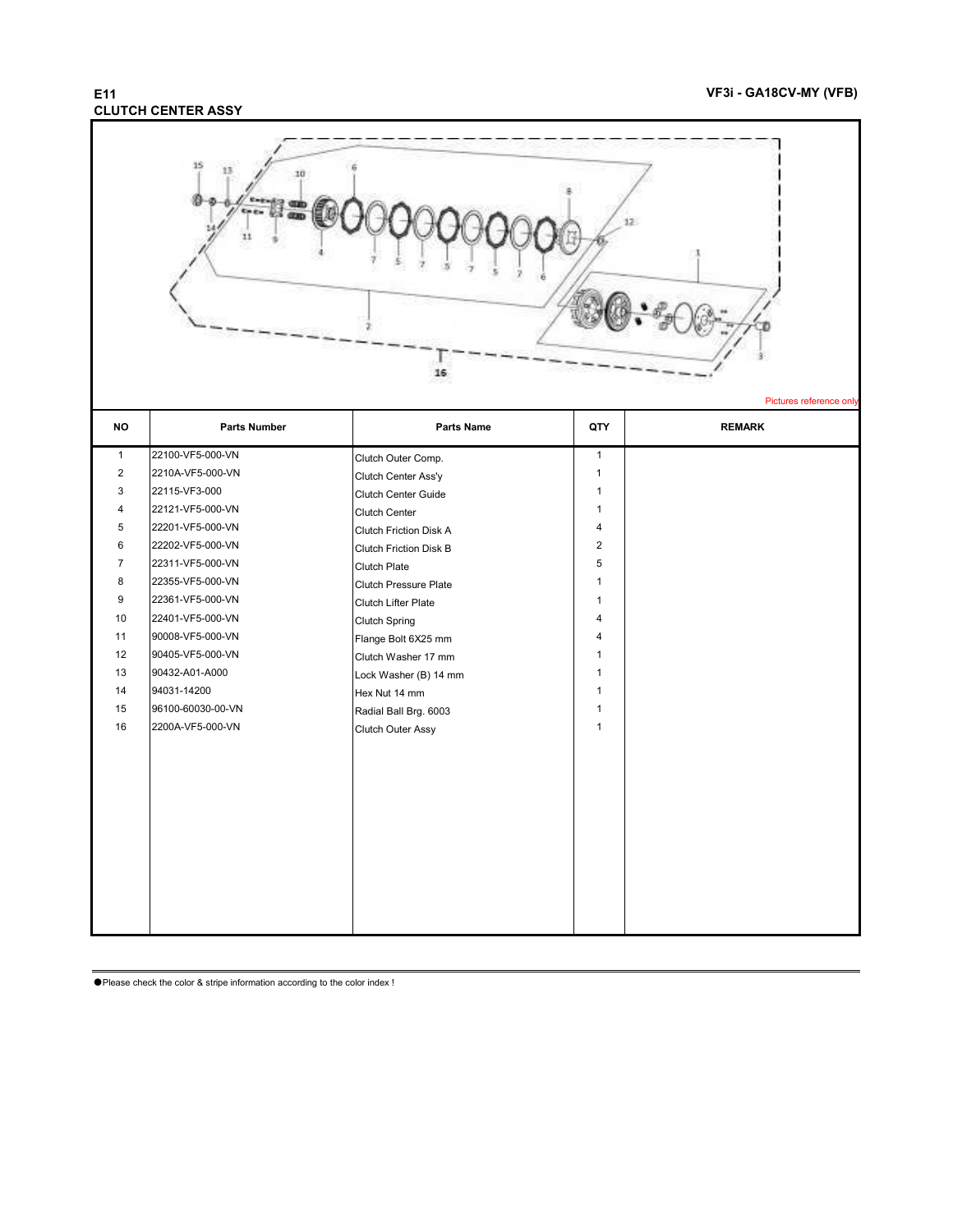## E11
## CLUTCH CENTER ASSY

Pictures reference only

| NO | Parts Number | Parts Name | QTY | REMARK |
|---|---|---|---|---|
| 1 | 22100-VF5-000-VN | Clutch Outer Comp. | 1 | |
| 2 | 2210A-VF5-000-VN | Clutch Center Ass'y | 1 | |
| 3 | 22115-VF3-000 | Clutch Center Guide | 1 | |
| 4 | 22121-VF5-000-VN | Clutch Center | 1 | |
| 5 | 22201-VF5-000-VN | Clutch Friction Disk A | 4 | |
| 6 | 22202-VF5-000-VN | Clutch Friction Disk B | 2 | |
| 7 | 22311-VF5-000-VN | Clutch Plate | 5 | |
| 8 | 22355-VF5-000-VN | Clutch Pressure Plate | 1 | |
| 9 | 22361-VF5-000-VN | Clutch Lifter Plate | 1 | |
| 10 | 22401-VF5-000-VN | Clutch Spring | 4 | |
| 11 | 90008-VF5-000-VN | Flange Bolt 6X25 mm | 4 | |
| 12 | 90405-VF5-000-VN | Clutch Washer 17 mm | 1 | |
| 13 | 90432-A01-A000 | Lock Washer (B) 14 mm | 1 | |
| 14 | 94031-14200 | Hex Nut 14 mm | 1 | |
| 15 | 96100-60030-00-VN | Radial Ball Brg. 6003 | 1 | |
| 16 | 2200A-VF5-000-VN | Clutch Outer Assy | 1 | |

●Please check the color & stripe information according to the color index !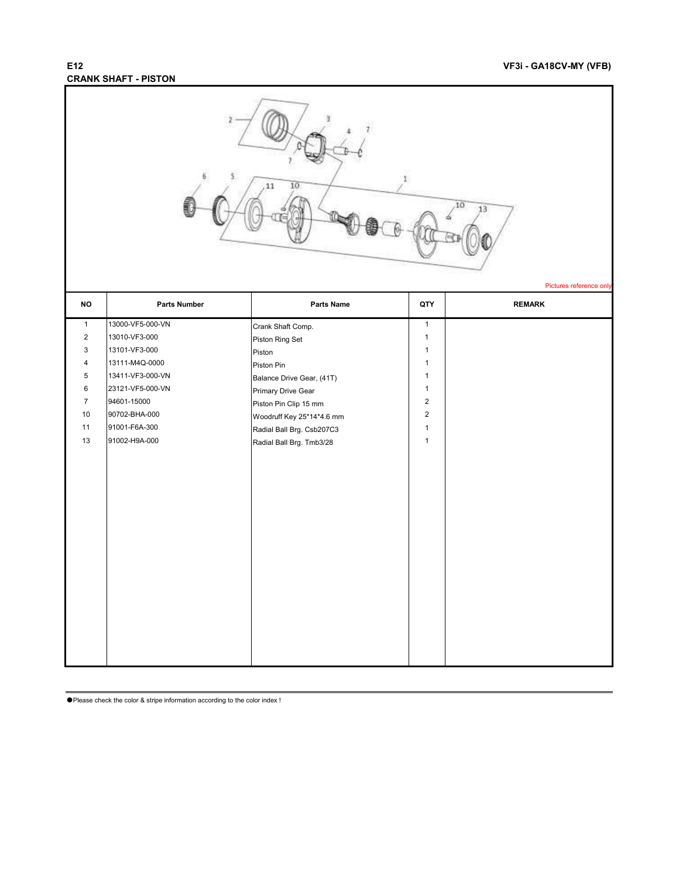E12

## CRANK SHAFT - PISTON

VF3i - GA18CV-MY (VFB)

Pictures reference only

| NO | Parts Number | Parts Name | QTY | REMARK |
|---|---|---|---|---|
| 1 | 13000-VF5-000-VN | Crank Shaft Comp. | 1 | |
| 2 | 13010-VF3-000 | Piston Ring Set | 1 | |
| 3 | 13101-VF3-000 | Piston | 1 | |
| 4 | 13111-M4Q-0000 | Piston Pin | 1 | |
| 5 | 13411-VF3-000-VN | Balance Drive Gear, (41T) | 1 | |
| 6 | 23121-VF5-000-VN | Primary Drive Gear | 1 | |
| 7 | 94601-15000 | Piston Pin Clip 15 mm | 2 | |
| 10 | 90702-BHA-000 | Woodruff Key 25*14*4.6 mm | 2 | |
| 11 | 91001-F6A-300 | Radial Ball Brg. Csb207C3 | 1 | |
| 13 | 91002-H9A-000 | Radial Ball Brg. Tmb3/28 | 1 | |

●Please check the color & stripe information according to the color index !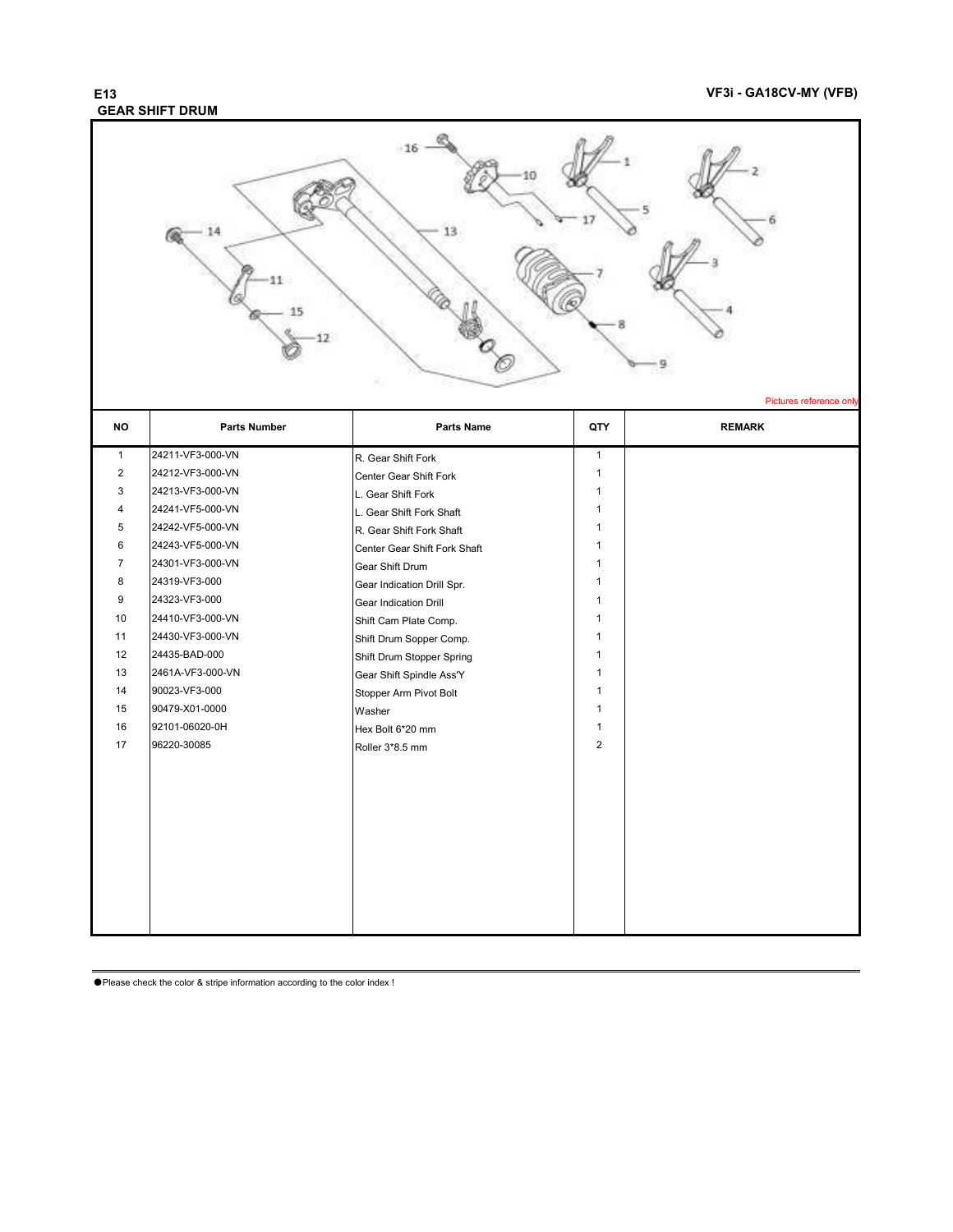# E13
## GEAR SHIFT DRUM

VF3i - GA18CV-MY (VFB)

Pictures reference only

| NO | Parts Number | Parts Name | QTY | REMARK |
|---|---|---|---|---|
| 1 | 24211-VF3-000-VN | R. Gear Shift Fork | 1 | |
| 2 | 24212-VF3-000-VN | Center Gear Shift Fork | 1 | |
| 3 | 24213-VF3-000-VN | L. Gear Shift Fork | 1 | |
| 4 | 24241-VF5-000-VN | L. Gear Shift Fork Shaft | 1 | |
| 5 | 24242-VF5-000-VN | R. Gear Shift Fork Shaft | 1 | |
| 6 | 24243-VF5-000-VN | Center Gear Shift Fork Shaft | 1 | |
| 7 | 24301-VF3-000-VN | Gear Shift Drum | 1 | |
| 8 | 24319-VF3-000 | Gear Indication Drill Spr. | 1 | |
| 9 | 24323-VF3-000 | Gear Indication Drill | 1 | |
| 10 | 24410-VF3-000-VN | Shift Cam Plate Comp. | 1 | |
| 11 | 24430-VF3-000-VN | Shift Drum Sopper Comp. | 1 | |
| 12 | 24435-BAD-000 | Shift Drum Stopper Spring | 1 | |
| 13 | 2461A-VF3-000-VN | Gear Shift Spindle Ass'Y | 1 | |
| 14 | 90023-VF3-000 | Stopper Arm Pivot Bolt | 1 | |
| 15 | 90479-X01-0000 | Washer | 1 | |
| 16 | 92101-06020-0H | Hex Bolt 6*20 mm | 1 | |
| 17 | 96220-30085 | Roller 3*8.5 mm | 2 | |

●Please check the color & stripe information according to the color index !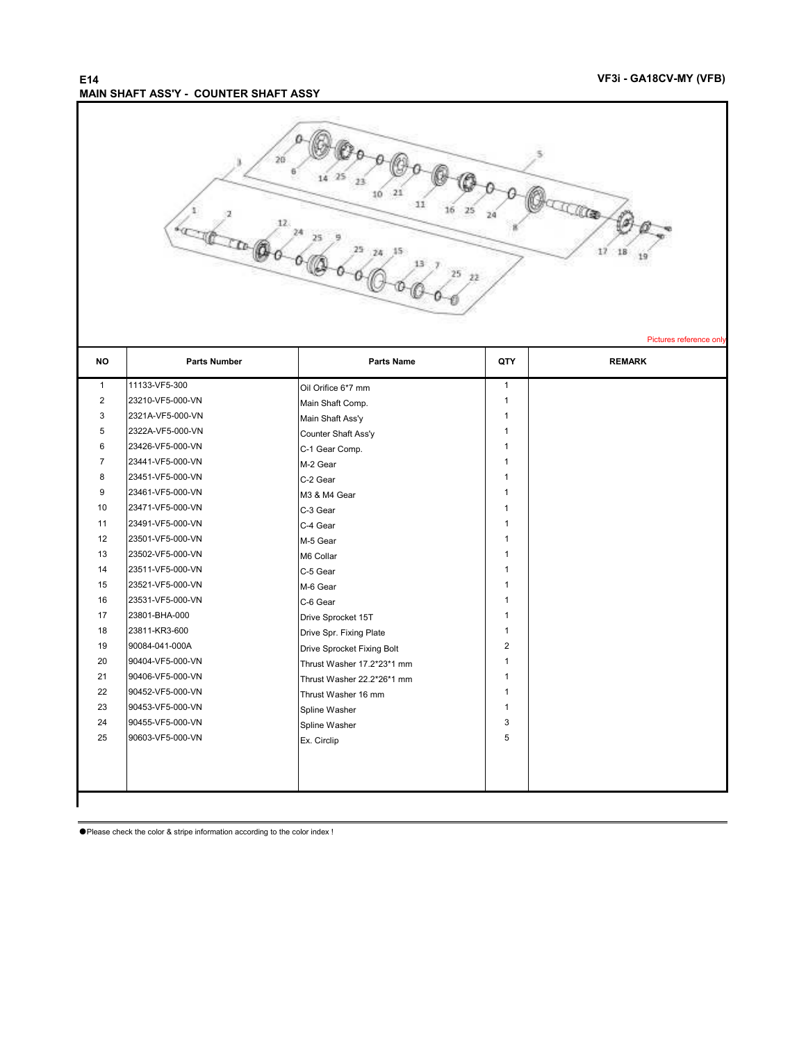**E14**

**MAIN SHAFT ASS'Y - COUNTER SHAFT ASSY**

**VF3i - GA18CV-MY (VFB)**

Pictures reference only

| NO | Parts Number | Parts Name | QTY | REMARK |
|---|---|---|---|---|
| 1 | 11133-VF5-300 | Oil Orifice 6*7 mm | 1 | |
| 2 | 23210-VF5-000-VN | Main Shaft Comp. | 1 | |
| 3 | 2321A-VF5-000-VN | Main Shaft Ass'y | 1 | |
| 5 | 2322A-VF5-000-VN | Counter Shaft Ass'y | 1 | |
| 6 | 23426-VF5-000-VN | C-1 Gear Comp. | 1 | |
| 7 | 23441-VF5-000-VN | M-2 Gear | 1 | |
| 8 | 23451-VF5-000-VN | C-2 Gear | 1 | |
| 9 | 23461-VF5-000-VN | M3 & M4 Gear | 1 | |
| 10 | 23471-VF5-000-VN | C-3 Gear | 1 | |
| 11 | 23491-VF5-000-VN | C-4 Gear | 1 | |
| 12 | 23501-VF5-000-VN | M-5 Gear | 1 | |
| 13 | 23502-VF5-000-VN | M6 Collar | 1 | |
| 14 | 23511-VF5-000-VN | C-5 Gear | 1 | |
| 15 | 23521-VF5-000-VN | M-6 Gear | 1 | |
| 16 | 23531-VF5-000-VN | C-6 Gear | 1 | |
| 17 | 23801-BHA-000 | Drive Sprocket 15T | 1 | |
| 18 | 23811-KR3-600 | Drive Spr. Fixing Plate | 1 | |
| 19 | 90084-041-000A | Drive Sprocket Fixing Bolt | 2 | |
| 20 | 90404-VF5-000-VN | Thrust Washer 17.2*23*1 mm | 1 | |
| 21 | 90406-VF5-000-VN | Thrust Washer 22.2*26*1 mm | 1 | |
| 22 | 90452-VF5-000-VN | Thrust Washer 16 mm | 1 | |
| 23 | 90453-VF5-000-VN | Spline Washer | 1 | |
| 24 | 90455-VF5-000-VN | Spline Washer | 3 | |
| 25 | 90603-VF5-000-VN | Ex. Circlip | 5 | |

●Please check the color & stripe information according to the color index !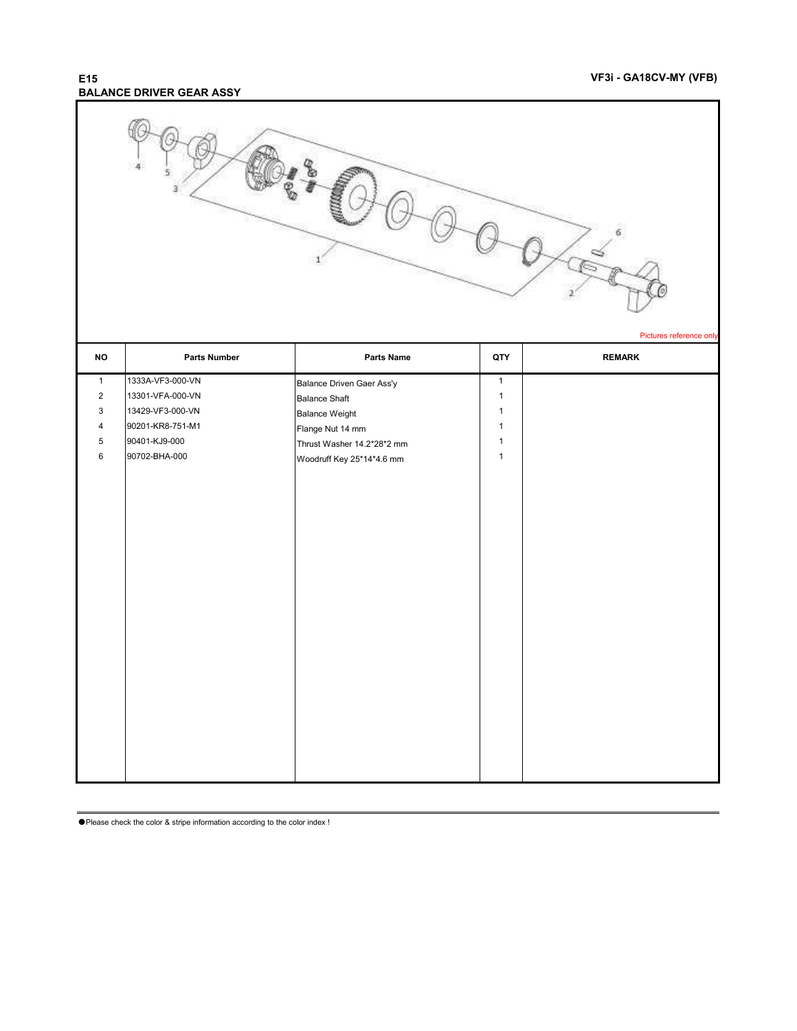# E15
## BALANCE DRIVER GEAR ASSY

VF3i - GA18CV-MY (VFB)

Pictures reference only

| NO | Parts Number | Parts Name | QTY | REMARK |
|---|---|---|---|---|
| 1 | 1333A-VF3-000-VN | Balance Driven Gaer Ass'y | 1 | |
| 2 | 13301-VFA-000-VN | Balance Shaft | 1 | |
| 3 | 13429-VF3-000-VN | Balance Weight | 1 | |
| 4 | 90201-KR8-751-M1 | Flange Nut 14 mm | 1 | |
| 5 | 90401-KJ9-000 | Thrust Washer 14.2*28*2 mm | 1 | |
| 6 | 90702-BHA-000 | Woodruff Key 25*14*4.6 mm | 1 | |

● Please check the color & stripe information according to the color index !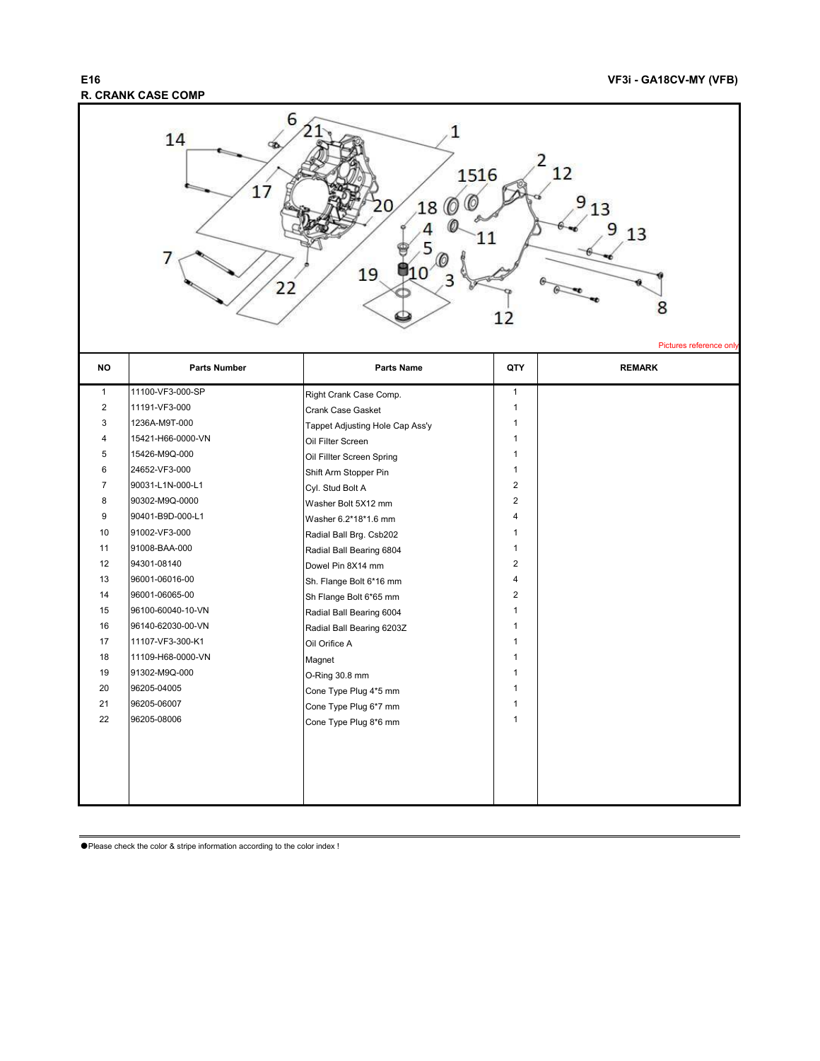# E16
## R. CRANK CASE COMP

Pictures reference only

| NO | Parts Number | Parts Name | QTY | REMARK |
|---|---|---|---|---|
| 1 | 11100-VF3-000-SP | Right Crank Case Comp. | 1 | |
| 2 | 11191-VF3-000 | Crank Case Gasket | 1 | |
| 3 | 1236A-M9T-000 | Tappet Adjusting Hole Cap Ass'y | 1 | |
| 4 | 15421-H66-0000-VN | Oil Filter Screen | 1 | |
| 5 | 15426-M9Q-000 | Oil Fillter Screen Spring | 1 | |
| 6 | 24652-VF3-000 | Shift Arm Stopper Pin | 1 | |
| 7 | 90031-L1N-000-L1 | Cyl. Stud Bolt A | 2 | |
| 8 | 90302-M9Q-0000 | Washer Bolt 5X12 mm | 2 | |
| 9 | 90401-B9D-000-L1 | Washer 6.2*18*1.6 mm | 4 | |
| 10 | 91002-VF3-000 | Radial Ball Brg. Csb202 | 1 | |
| 11 | 91008-BAA-000 | Radial Ball Bearing 6804 | 1 | |
| 12 | 94301-08140 | Dowel Pin 8X14 mm | 2 | |
| 13 | 96001-06016-00 | Sh. Flange Bolt 6*16 mm | 4 | |
| 14 | 96001-06065-00 | Sh Flange Bolt 6*65 mm | 2 | |
| 15 | 96100-60040-10-VN | Radial Ball Bearing 6004 | 1 | |
| 16 | 96140-62030-00-VN | Radial Ball Bearing 6203Z | 1 | |
| 17 | 11107-VF3-300-K1 | Oil Orifice A | 1 | |
| 18 | 11109-H68-0000-VN | Magnet | 1 | |
| 19 | 91302-M9Q-000 | O-Ring 30.8 mm | 1 | |
| 20 | 96205-04005 | Cone Type Plug 4*5 mm | 1 | |
| 21 | 96205-06007 | Cone Type Plug 6*7 mm | 1 | |
| 22 | 96205-08006 | Cone Type Plug 8*6 mm | 1 | |

●Please check the color & stripe information according to the color index !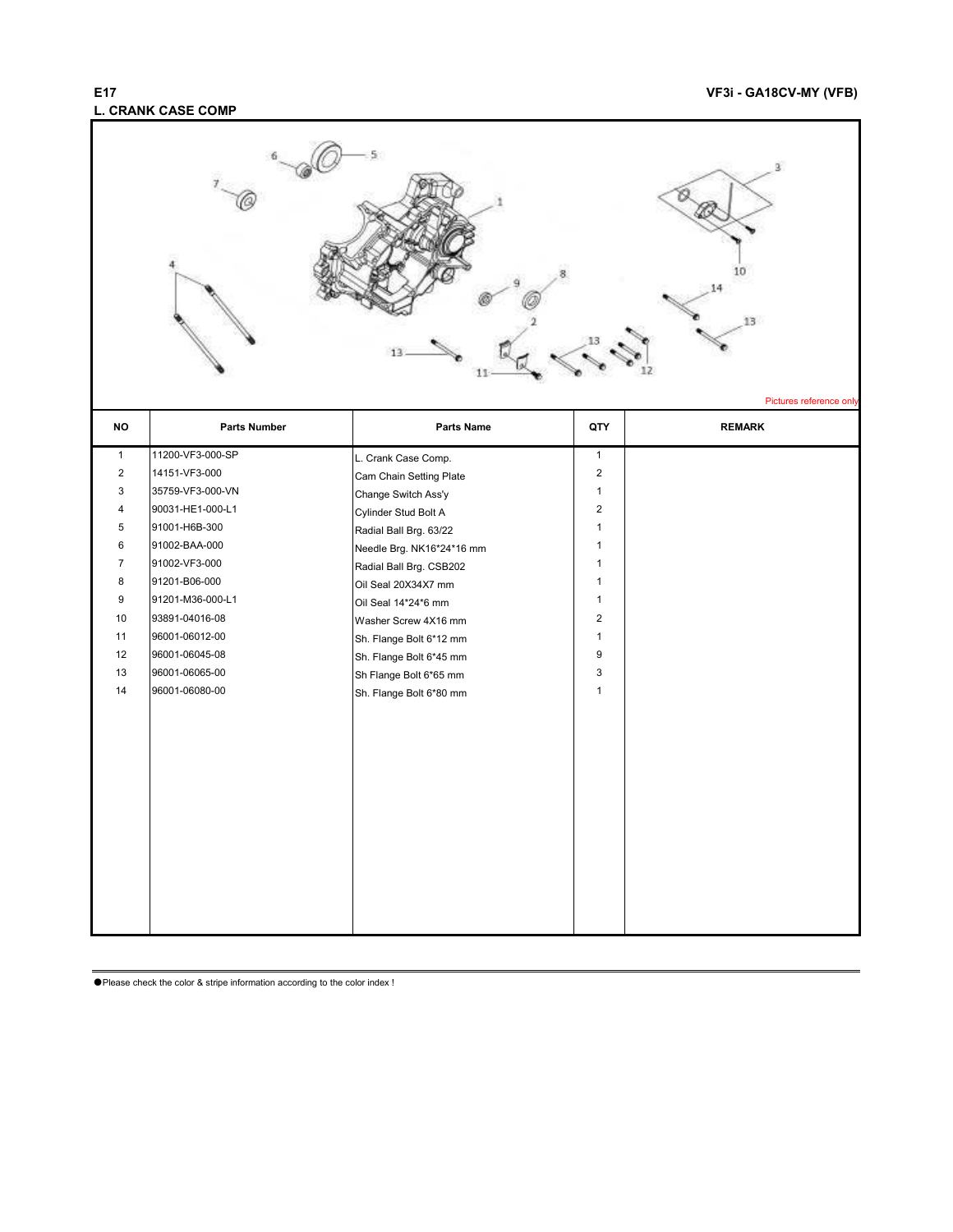E17

VF3i - GA18CV-MY (VFB)

## L. CRANK CASE COMP

Pictures reference only

| NO | Parts Number | Parts Name | QTY | REMARK |
|---|---|---|---|---|
| 1 | 11200-VF3-000-SP | L. Crank Case Comp. | 1 | |
| 2 | 14151-VF3-000 | Cam Chain Setting Plate | 2 | |
| 3 | 35759-VF3-000-VN | Change Switch Ass'y | 1 | |
| 4 | 90031-HE1-000-L1 | Cylinder Stud Bolt A | 2 | |
| 5 | 91001-H6B-300 | Radial Ball Brg. 63/22 | 1 | |
| 6 | 91002-BAA-000 | Needle Brg. NK16*24*16 mm | 1 | |
| 7 | 91002-VF3-000 | Radial Ball Brg. CSB202 | 1 | |
| 8 | 91201-B06-000 | Oil Seal 20X34X7 mm | 1 | |
| 9 | 91201-M36-000-L1 | Oil Seal 14*24*6 mm | 1 | |
| 10 | 93891-04016-08 | Washer Screw 4X16 mm | 2 | |
| 11 | 96001-06012-00 | Sh. Flange Bolt 6*12 mm | 1 | |
| 12 | 96001-06045-08 | Sh. Flange Bolt 6*45 mm | 9 | |
| 13 | 96001-06065-00 | Sh Flange Bolt 6*65 mm | 3 | |
| 14 | 96001-06080-00 | Sh. Flange Bolt 6*80 mm | 1 | |

●Please check the color & stripe information according to the color index !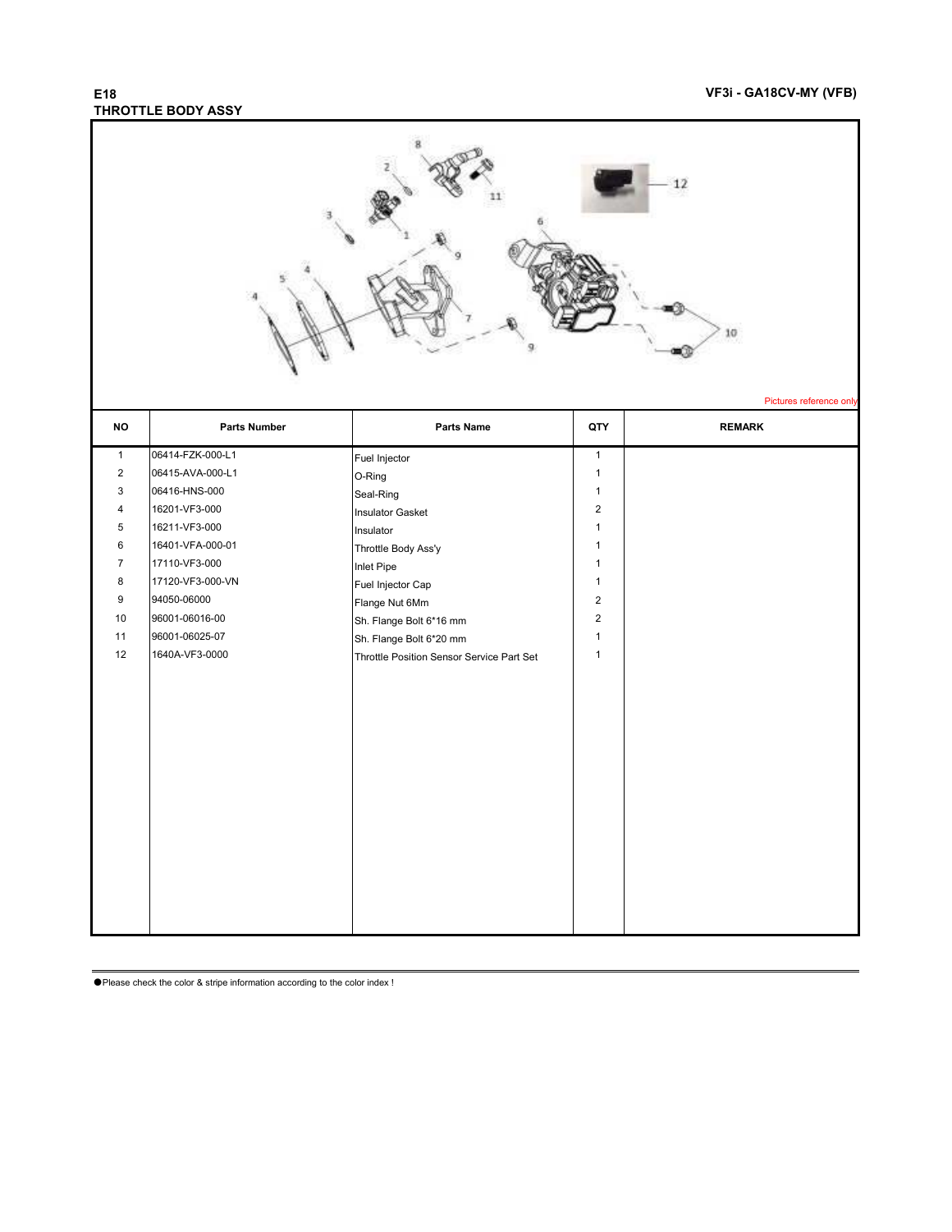# E18
## THROTTLE BODY ASSY

VF3i - GA18CV-MY (VFB)

Pictures reference only

| NO | Parts Number | Parts Name | QTY | REMARK |
|---|---|---|---|---|
| 1 | 06414-FZK-000-L1 | Fuel Injector | 1 | |
| 2 | 06415-AVA-000-L1 | O-Ring | 1 | |
| 3 | 06416-HNS-000 | Seal-Ring | 1 | |
| 4 | 16201-VF3-000 | Insulator Gasket | 2 | |
| 5 | 16211-VF3-000 | Insulator | 1 | |
| 6 | 16401-VFA-000-01 | Throttle Body Ass'y | 1 | |
| 7 | 17110-VF3-000 | Inlet Pipe | 1 | |
| 8 | 17120-VF3-000-VN | Fuel Injector Cap | 1 | |
| 9 | 94050-06000 | Flange Nut 6Mm | 2 | |
| 10 | 96001-06016-00 | Sh. Flange Bolt 6*16 mm | 2 | |
| 11 | 96001-06025-07 | Sh. Flange Bolt 6*20 mm | 1 | |
| 12 | 1640A-VF3-0000 | Throttle Position Sensor Service Part Set | 1 | |

●Please check the color & stripe information according to the color index !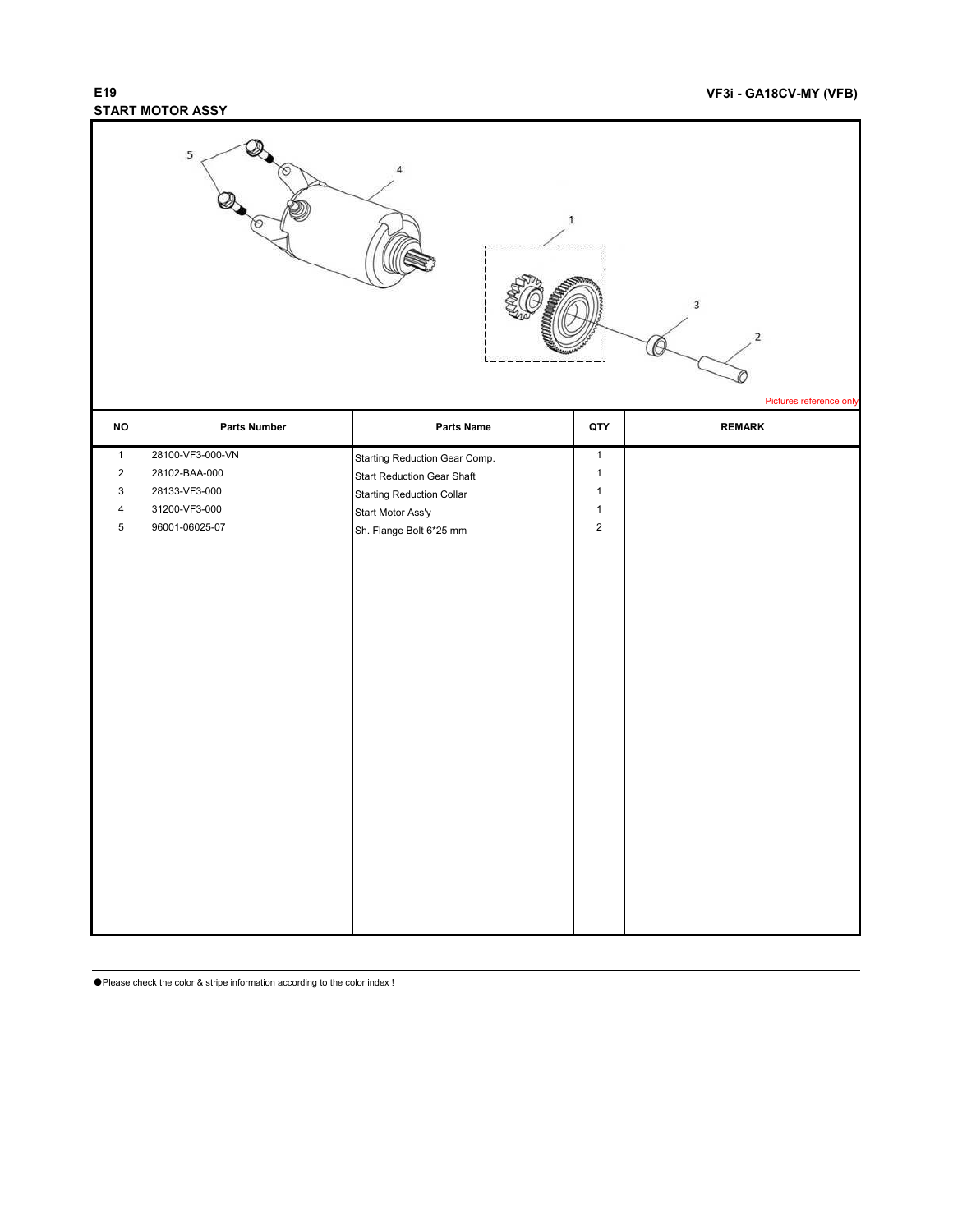# E19
## START MOTOR ASSY

VF3i - GA18CV-MY (VFB)

Pictures reference only

| NO | Parts Number | Parts Name | QTY | REMARK |
|---|---|---|---|---|
| 1 | 28100-VF3-000-VN | Starting Reduction Gear Comp. | 1 | |
| 2 | 28102-BAA-000 | Start Reduction Gear Shaft | 1 | |
| 3 | 28133-VF3-000 | Starting Reduction Collar | 1 | |
| 4 | 31200-VF3-000 | Start Motor Ass'y | 1 | |
| 5 | 96001-06025-07 | Sh. Flange Bolt 6*25 mm | 2 | |

●Please check the color & stripe information according to the color index !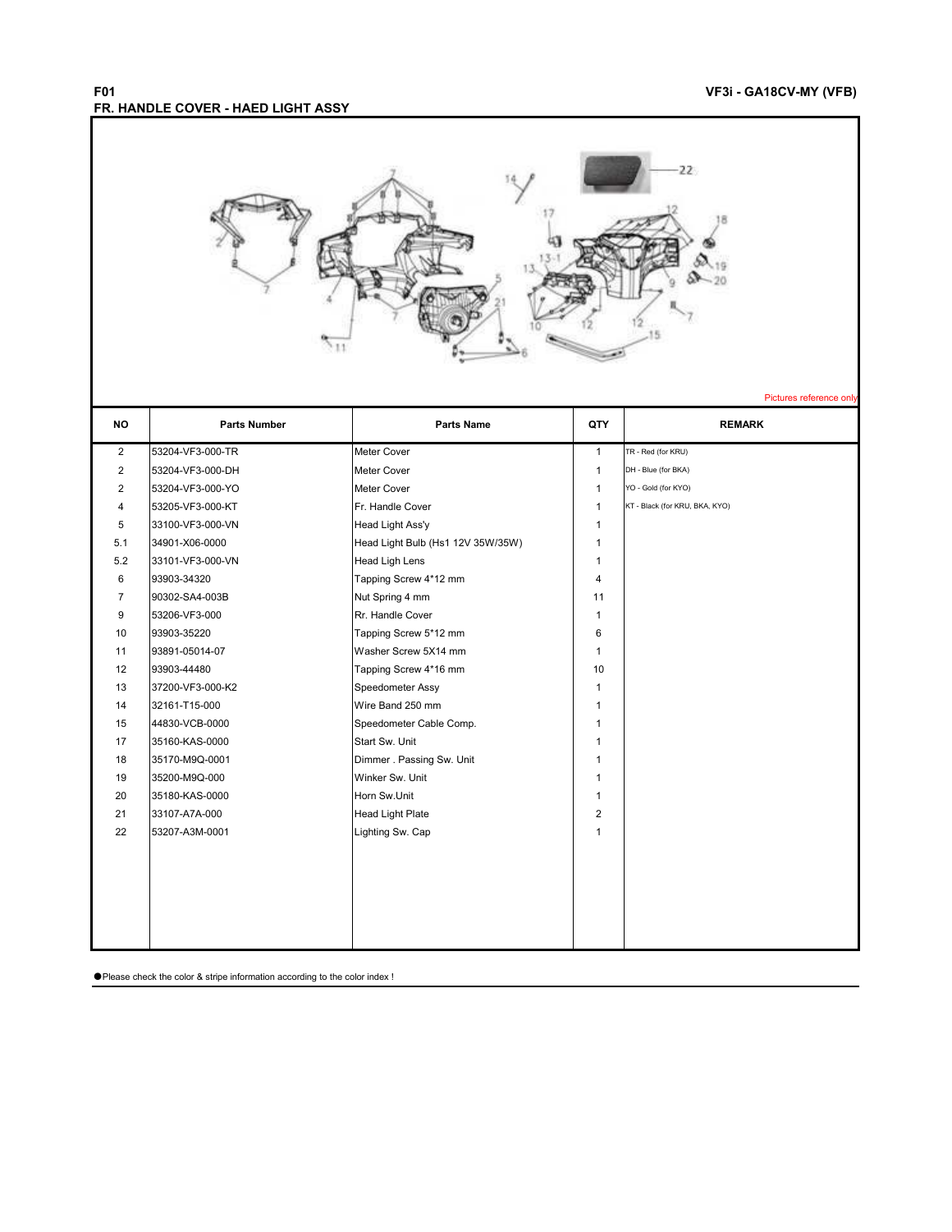# F01

## FR. HANDLE COVER - HAED LIGHT ASSY

VF3i - GA18CV-MY (VFB)

Pictures reference only

| NO | Parts Number | Parts Name | QTY | REMARK |
|---|---|---|---|---|
| 2 | 53204-VF3-000-TR | Meter Cover | 1 | TR - Red (for KRU) |
| 2 | 53204-VF3-000-DH | Meter Cover | 1 | DH - Blue (for BKA) |
| 2 | 53204-VF3-000-YO | Meter Cover | 1 | YO - Gold (for KYO) |
| 4 | 53205-VF3-000-KT | Fr. Handle Cover | 1 | KT - Black (for KRU, BKA, KYO) |
| 5 | 33100-VF3-000-VN | Head Light Ass'y | 1 | |
| 5.1 | 34901-X06-0000 | Head Light Bulb (Hs1 12V 35W/35W) | 1 | |
| 5.2 | 33101-VF3-000-VN | Head Ligh Lens | 1 | |
| 6 | 93903-34320 | Tapping Screw 4*12 mm | 4 | |
| 7 | 90302-SA4-003B | Nut Spring 4 mm | 11 | |
| 9 | 53206-VF3-000 | Rr. Handle Cover | 1 | |
| 10 | 93903-35220 | Tapping Screw 5*12 mm | 6 | |
| 11 | 93891-05014-07 | Washer Screw 5X14 mm | 1 | |
| 12 | 93903-44480 | Tapping Screw 4*16 mm | 10 | |
| 13 | 37200-VF3-000-K2 | Speedometer Assy | 1 | |
| 14 | 32161-T15-000 | Wire Band 250 mm | 1 | |
| 15 | 44830-VCB-0000 | Speedometer Cable Comp. | 1 | |
| 17 | 35160-KAS-0000 | Start Sw. Unit | 1 | |
| 18 | 35170-M9Q-0001 | Dimmer . Passing Sw. Unit | 1 | |
| 19 | 35200-M9Q-000 | Winker Sw. Unit | 1 | |
| 20 | 35180-KAS-0000 | Horn Sw.Unit | 1 | |
| 21 | 33107-A7A-000 | Head Light Plate | 2 | |
| 22 | 53207-A3M-0001 | Lighting Sw. Cap | 1 | |

●Please check the color & stripe information according to the color index !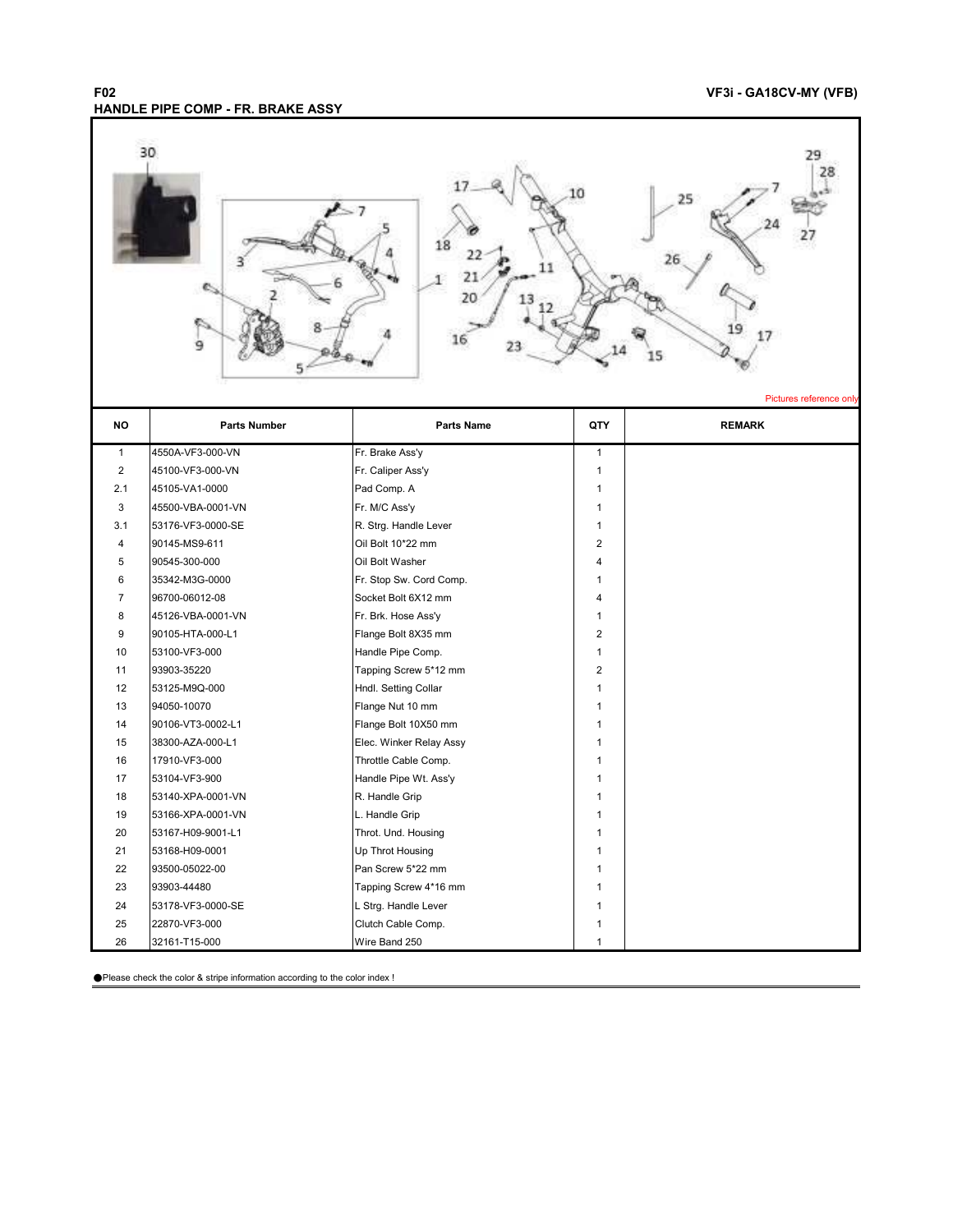## F02
## HANDLE PIPE COMP - FR. BRAKE ASSY

VF3i - GA18CV-MY (VFB)

Pictures reference only

| NO | Parts Number | Parts Name | QTY | REMARK |
|---|---|---|---|---|
| 1 | 4550A-VF3-000-VN | Fr. Brake Ass'y | 1 | |
| 2 | 45100-VF3-000-VN | Fr. Caliper Ass'y | 1 | |
| 2.1 | 45105-VA1-0000 | Pad Comp. A | 1 | |
| 3 | 45500-VBA-0001-VN | Fr. M/C Ass'y | 1 | |
| 3.1 | 53176-VF3-0000-SE | R. Strg. Handle Lever | 1 | |
| 4 | 90145-MS9-611 | Oil Bolt 10*22 mm | 2 | |
| 5 | 90545-300-000 | Oil Bolt Washer | 4 | |
| 6 | 35342-M3G-0000 | Fr. Stop Sw. Cord Comp. | 1 | |
| 7 | 96700-06012-08 | Socket Bolt 6X12 mm | 4 | |
| 8 | 45126-VBA-0001-VN | Fr. Brk. Hose Ass'y | 1 | |
| 9 | 90105-HTA-000-L1 | Flange Bolt 8X35 mm | 2 | |
| 10 | 53100-VF3-000 | Handle Pipe Comp. | 1 | |
| 11 | 93903-35220 | Tapping Screw 5*12 mm | 2 | |
| 12 | 53125-M9Q-000 | Hndl. Setting Collar | 1 | |
| 13 | 94050-10070 | Flange Nut 10 mm | 1 | |
| 14 | 90106-VT3-0002-L1 | Flange Bolt 10X50 mm | 1 | |
| 15 | 38300-AZA-000-L1 | Elec. Winker Relay Assy | 1 | |
| 16 | 17910-VF3-000 | Throttle Cable Comp. | 1 | |
| 17 | 53104-VF3-900 | Handle Pipe Wt. Ass'y | 1 | |
| 18 | 53140-XPA-0001-VN | R. Handle Grip | 1 | |
| 19 | 53166-XPA-0001-VN | L. Handle Grip | 1 | |
| 20 | 53167-H09-9001-L1 | Throt. Und. Housing | 1 | |
| 21 | 53168-H09-0001 | Up Throt Housing | 1 | |
| 22 | 93500-05022-00 | Pan Screw 5*22 mm | 1 | |
| 23 | 93903-44480 | Tapping Screw 4*16 mm | 1 | |
| 24 | 53178-VF3-0000-SE | L Strg. Handle Lever | 1 | |
| 25 | 22870-VF3-000 | Clutch Cable Comp. | 1 | |
| 26 | 32161-T15-000 | Wire Band 250 | 1 | |

●Please check the color & stripe information according to the color index !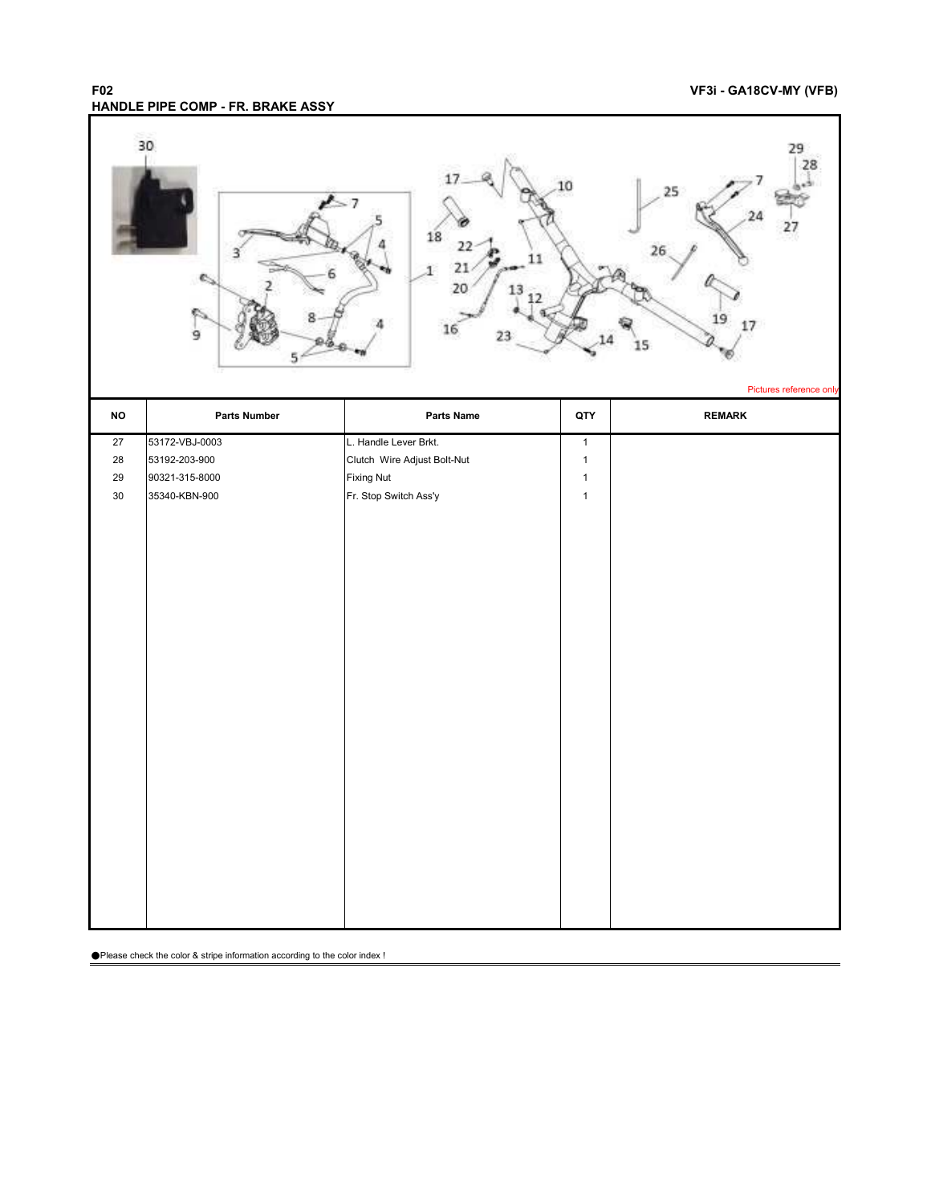## F02 HANDLE PIPE COMP - FR. BRAKE ASSY

VF3i - GA18CV-MY (VFB)

Pictures reference only

| NO | Parts Number | Parts Name | QTY | REMARK |
|---|---|---|---|---|
| 27 | 53172-VBJ-0003 | L. Handle Lever Brkt. | 1 | |
| 28 | 53192-203-900 | Clutch Wire Adjust Bolt-Nut | 1 | |
| 29 | 90321-315-8000 | Fixing Nut | 1 | |
| 30 | 35340-KBN-900 | Fr. Stop Switch Ass'y | 1 | |

●Please check the color & stripe information according to the color index !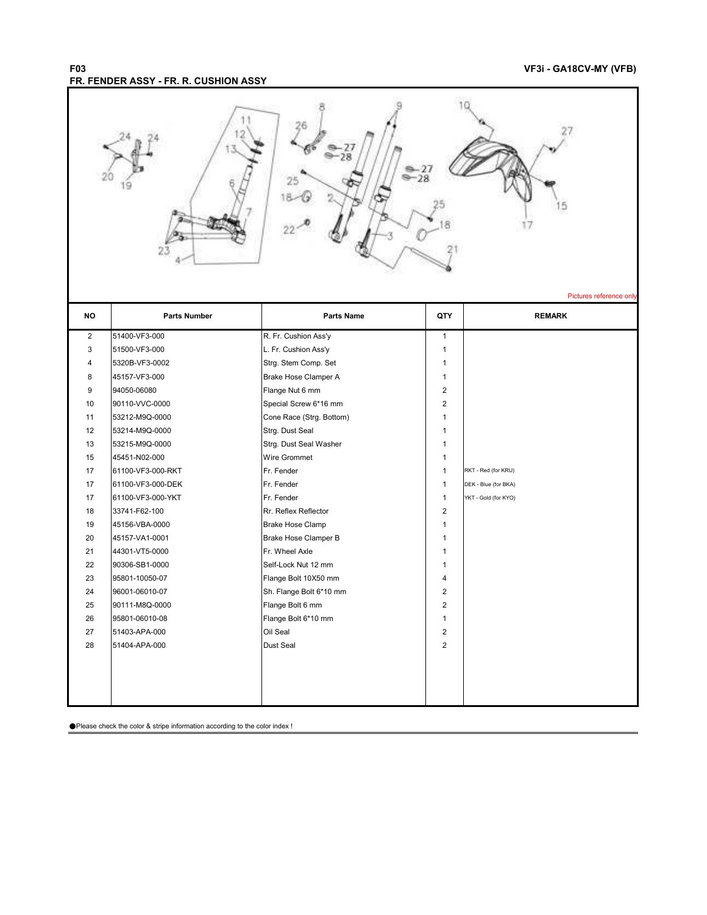## F03
## FR. FENDER ASSY - FR. R. CUSHION ASSY

VF3i - GA18CV-MY (VFB)

Pictures reference only

| NO | Parts Number | Parts Name | QTY | REMARK |
|---|---|---|---|---|
| 2 | 51400-VF3-000 | R. Fr. Cushion Ass'y | 1 | |
| 3 | 51500-VF3-000 | L. Fr. Cushion Ass'y | 1 | |
| 4 | 5320B-VF3-0002 | Strg. Stem Comp. Set | 1 | |
| 8 | 45157-VF3-000 | Brake Hose Clamper A | 1 | |
| 9 | 94050-06080 | Flange Nut 6 mm | 2 | |
| 10 | 90110-VVC-0000 | Special Screw 6*16 mm | 2 | |
| 11 | 53212-M9Q-0000 | Cone Race (Strg. Bottom) | 1 | |
| 12 | 53214-M9Q-0000 | Strg. Dust Seal | 1 | |
| 13 | 53215-M9Q-0000 | Strg. Dust Seal Washer | 1 | |
| 15 | 45451-N02-000 | Wire Grommet | 1 | |
| 17 | 61100-VF3-000-RKT | Fr. Fender | 1 | RKT - Red (for KRU) |
| 17 | 61100-VF3-000-DEK | Fr. Fender | 1 | DEK - Blue (for BKA) |
| 17 | 61100-VF3-000-YKT | Fr. Fender | 1 | YKT - Gold (for KYO) |
| 18 | 33741-F62-100 | Rr. Reflex Reflector | 2 | |
| 19 | 45156-VBA-0000 | Brake Hose Clamp | 1 | |
| 20 | 45157-VA1-0001 | Brake Hose Clamper B | 1 | |
| 21 | 44301-VT5-0000 | Fr. Wheel Axle | 1 | |
| 22 | 90306-SB1-0000 | Self-Lock Nut 12 mm | 1 | |
| 23 | 95801-10050-07 | Flange Bolt 10X50 mm | 4 | |
| 24 | 96001-06010-07 | Sh. Flange Bolt 6*10 mm | 2 | |
| 25 | 90111-M8Q-0000 | Flange Bolt 6 mm | 2 | |
| 26 | 95801-06010-08 | Flange Bolt 6*10 mm | 1 | |
| 27 | 51403-APA-000 | Oil Seal | 2 | |
| 28 | 51404-APA-000 | Dust Seal | 2 | |

●Please check the color & stripe information according to the color index !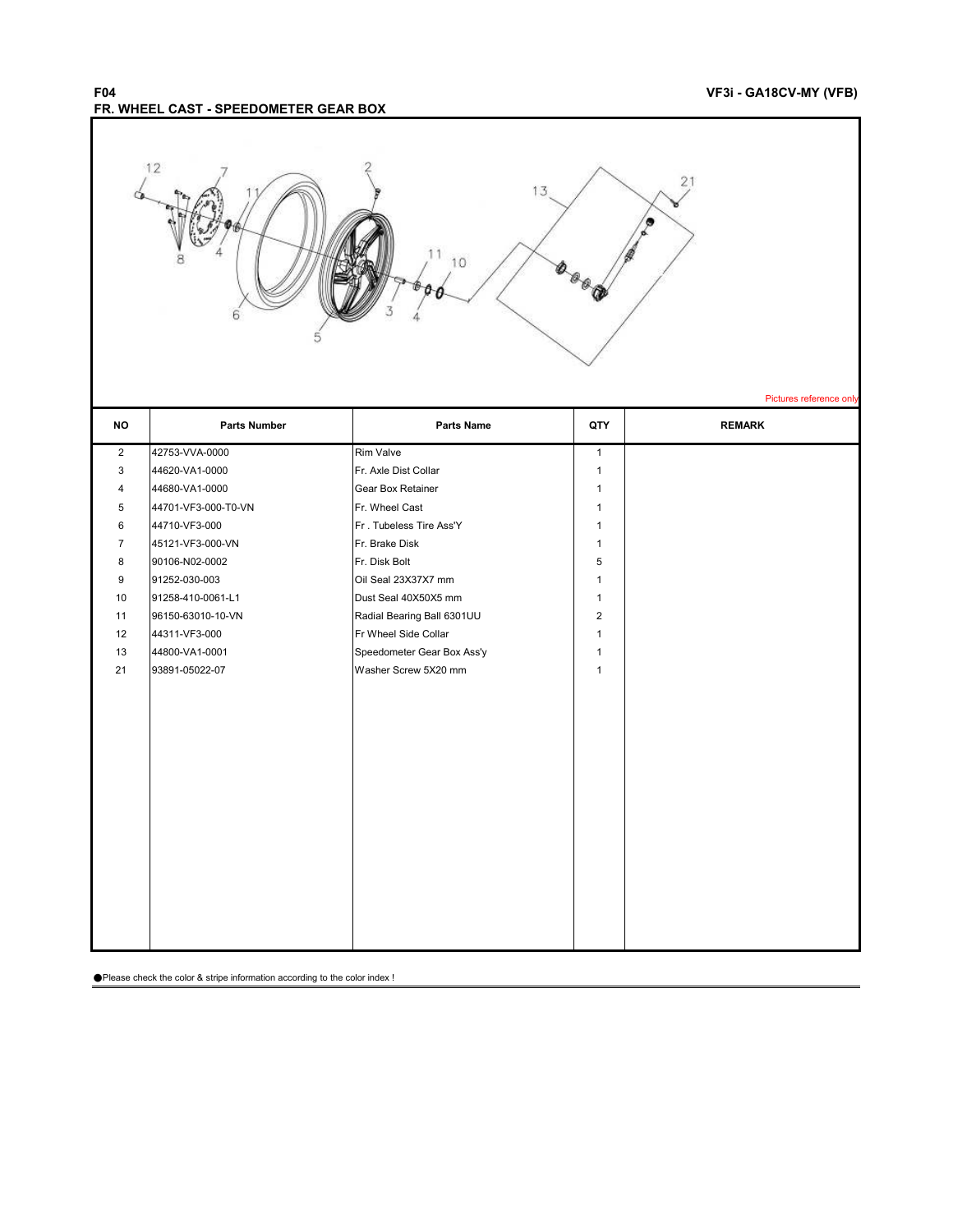# F04
## FR. WHEEL CAST - SPEEDOMETER GEAR BOX

VF3i - GA18CV-MY (VFB)

Pictures reference only

| NO | Parts Number | Parts Name | QTY | REMARK |
|---|---|---|---|---|
| 2 | 42753-VVA-0000 | Rim Valve | 1 | |
| 3 | 44620-VA1-0000 | Fr. Axle Dist Collar | 1 | |
| 4 | 44680-VA1-0000 | Gear Box Retainer | 1 | |
| 5 | 44701-VF3-000-T0-VN | Fr. Wheel Cast | 1 | |
| 6 | 44710-VF3-000 | Fr . Tubeless Tire Ass'Y | 1 | |
| 7 | 45121-VF3-000-VN | Fr. Brake Disk | 1 | |
| 8 | 90106-N02-0002 | Fr. Disk Bolt | 5 | |
| 9 | 91252-030-003 | Oil Seal 23X37X7 mm | 1 | |
| 10 | 91258-410-0061-L1 | Dust Seal 40X50X5 mm | 1 | |
| 11 | 96150-63010-10-VN | Radial Bearing Ball 6301UU | 2 | |
| 12 | 44311-VF3-000 | Fr Wheel Side Collar | 1 | |
| 13 | 44800-VA1-0001 | Speedometer Gear Box Ass'y | 1 | |
| 21 | 93891-05022-07 | Washer Screw 5X20 mm | 1 | |

●Please check the color & stripe information according to the color index !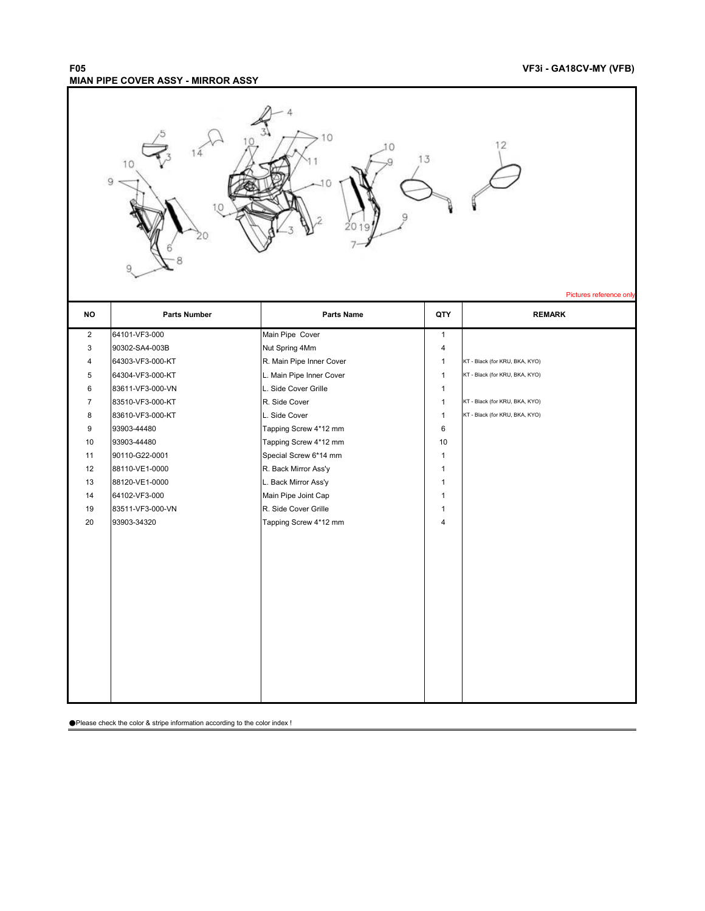# F05

## MIAN PIPE COVER ASSY - MIRROR ASSY

VF3i - GA18CV-MY (VFB)

Pictures reference only

| NO | Parts Number | Parts Name | QTY | REMARK |
|---|---|---|---|---|
| 2 | 64101-VF3-000 | Main Pipe Cover | 1 | |
| 3 | 90302-SA4-003B | Nut Spring 4Mm | 4 | |
| 4 | 64303-VF3-000-KT | R. Main Pipe Inner Cover | 1 | KT - Black (for KRU, BKA, KYO) |
| 5 | 64304-VF3-000-KT | L. Main Pipe Inner Cover | 1 | KT - Black (for KRU, BKA, KYO) |
| 6 | 83611-VF3-000-VN | L. Side Cover Grille | 1 | |
| 7 | 83510-VF3-000-KT | R. Side Cover | 1 | KT - Black (for KRU, BKA, KYO) |
| 8 | 83610-VF3-000-KT | L. Side Cover | 1 | KT - Black (for KRU, BKA, KYO) |
| 9 | 93903-44480 | Tapping Screw 4*12 mm | 6 | |
| 10 | 93903-44480 | Tapping Screw 4*12 mm | 10 | |
| 11 | 90110-G22-0001 | Special Screw 6*14 mm | 1 | |
| 12 | 88110-VE1-0000 | R. Back Mirror Ass'y | 1 | |
| 13 | 88120-VE1-0000 | L. Back Mirror Ass'y | 1 | |
| 14 | 64102-VF3-000 | Main Pipe Joint Cap | 1 | |
| 19 | 83511-VF3-000-VN | R. Side Cover Grille | 1 | |
| 20 | 93903-34320 | Tapping Screw 4*12 mm | 4 | |

●Please check the color & stripe information according to the color index !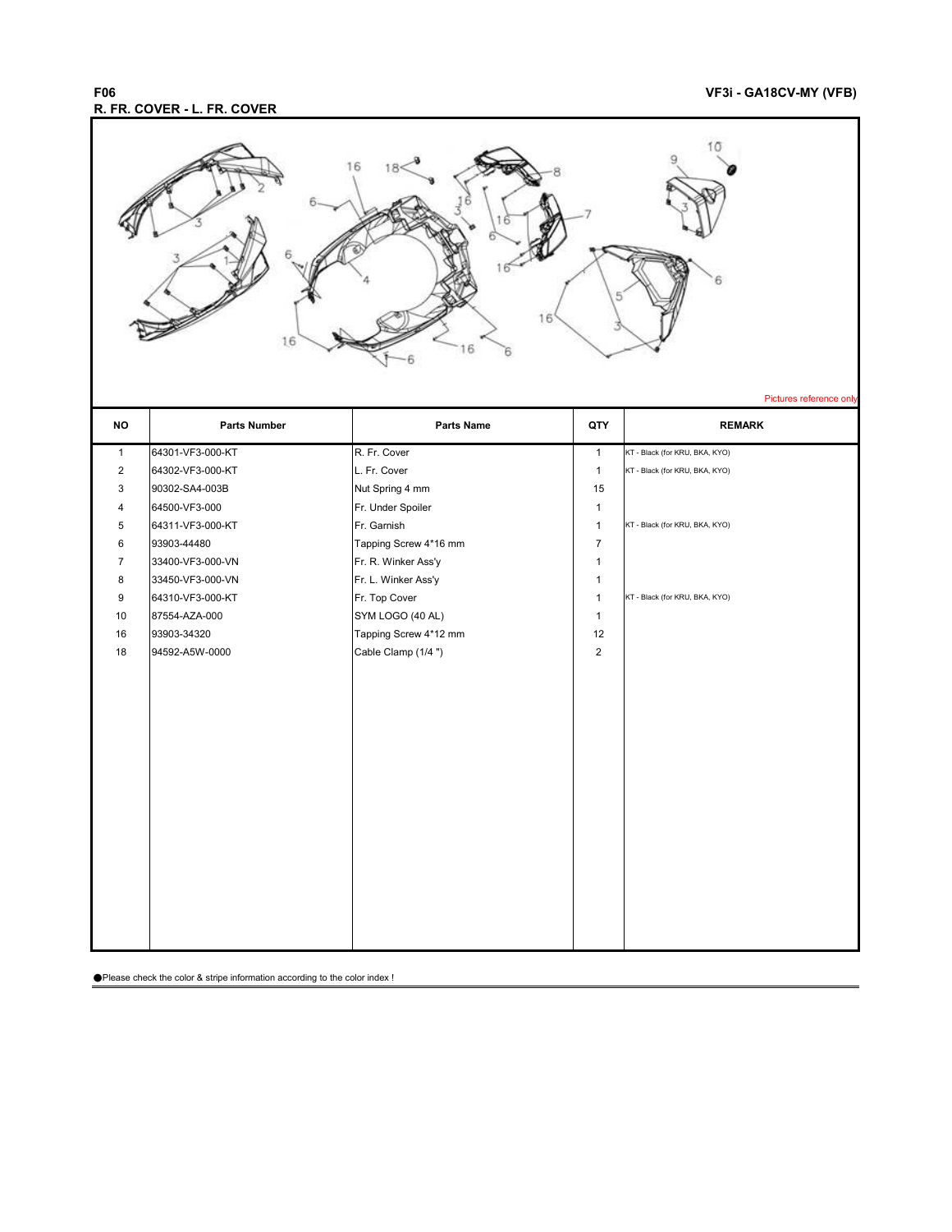**F06**

**VF3i - GA18CV-MY (VFB)**

**R. FR. COVER - L. FR. COVER**

Pictures reference only

| NO | Parts Number | Parts Name | QTY | REMARK |
|---|---|---|---|---|
| 1 | 64301-VF3-000-KT | R. Fr. Cover | 1 | KT - Black (for KRU, BKA, KYO) |
| 2 | 64302-VF3-000-KT | L. Fr. Cover | 1 | KT - Black (for KRU, BKA, KYO) |
| 3 | 90302-SA4-003B | Nut Spring 4 mm | 15 | |
| 4 | 64500-VF3-000 | Fr. Under Spoiler | 1 | |
| 5 | 64311-VF3-000-KT | Fr. Garnish | 1 | KT - Black (for KRU, BKA, KYO) |
| 6 | 93903-44480 | Tapping Screw 4*16 mm | 7 | |
| 7 | 33400-VF3-000-VN | Fr. R. Winker Ass'y | 1 | |
| 8 | 33450-VF3-000-VN | Fr. L. Winker Ass'y | 1 | |
| 9 | 64310-VF3-000-KT | Fr. Top Cover | 1 | KT - Black (for KRU, BKA, KYO) |
| 10 | 87554-AZA-000 | SYM LOGO (40 AL) | 1 | |
| 16 | 93903-34320 | Tapping Screw 4*12 mm | 12 | |
| 18 | 94592-A5W-0000 | Cable Clamp (1/4 ") | 2 | |

●Please check the color & stripe information according to the color index !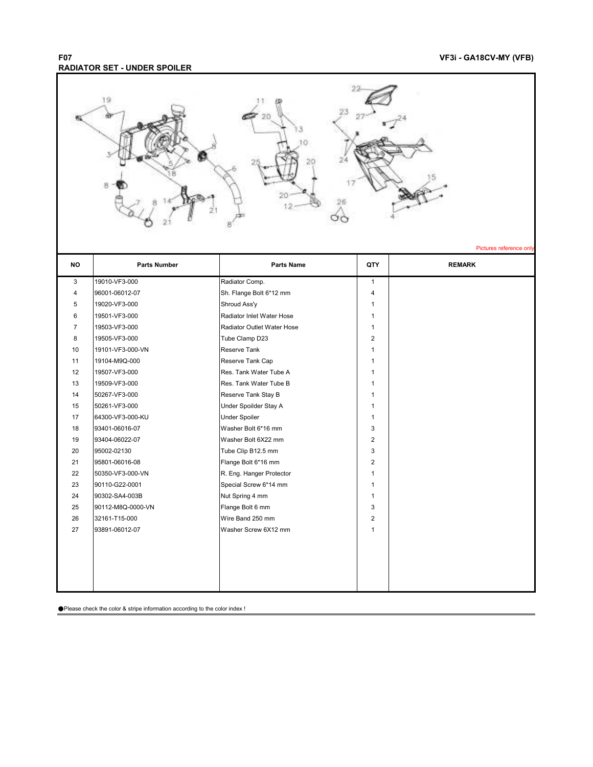# F07 RADIATOR SET - UNDER SPOILER

VF3i - GA18CV-MY (VFB)

Pictures reference only

| NO | Parts Number | Parts Name | QTY | REMARK |
|---|---|---|---|---|
| 3 | 19010-VF3-000 | Radiator Comp. | 1 | |
| 4 | 96001-06012-07 | Sh. Flange Bolt 6*12 mm | 4 | |
| 5 | 19020-VF3-000 | Shroud Ass'y | 1 | |
| 6 | 19501-VF3-000 | Radiator Inlet Water Hose | 1 | |
| 7 | 19503-VF3-000 | Radiator Outlet Water Hose | 1 | |
| 8 | 19505-VF3-000 | Tube Clamp D23 | 2 | |
| 10 | 19101-VF3-000-VN | Reserve Tank | 1 | |
| 11 | 19104-M9Q-000 | Reserve Tank Cap | 1 | |
| 12 | 19507-VF3-000 | Res. Tank Water Tube A | 1 | |
| 13 | 19509-VF3-000 | Res. Tank Water Tube B | 1 | |
| 14 | 50267-VF3-000 | Reserve Tank Stay B | 1 | |
| 15 | 50261-VF3-000 | Under Spoilder Stay A | 1 | |
| 17 | 64300-VF3-000-KU | Under Spoiler | 1 | |
| 18 | 93401-06016-07 | Washer Bolt 6*16 mm | 3 | |
| 19 | 93404-06022-07 | Washer Bolt 6X22 mm | 2 | |
| 20 | 95002-02130 | Tube Clip B12.5 mm | 3 | |
| 21 | 95801-06016-08 | Flange Bolt 6*16 mm | 2 | |
| 22 | 50350-VF3-000-VN | R. Eng. Hanger Protector | 1 | |
| 23 | 90110-G22-0001 | Special Screw 6*14 mm | 1 | |
| 24 | 90302-SA4-003B | Nut Spring 4 mm | 1 | |
| 25 | 90112-M8Q-0000-VN | Flange Bolt 6 mm | 3 | |
| 26 | 32161-T15-000 | Wire Band 250 mm | 2 | |
| 27 | 93891-06012-07 | Washer Screw 6X12 mm | 1 | |

●Please check the color & stripe information according to the color index !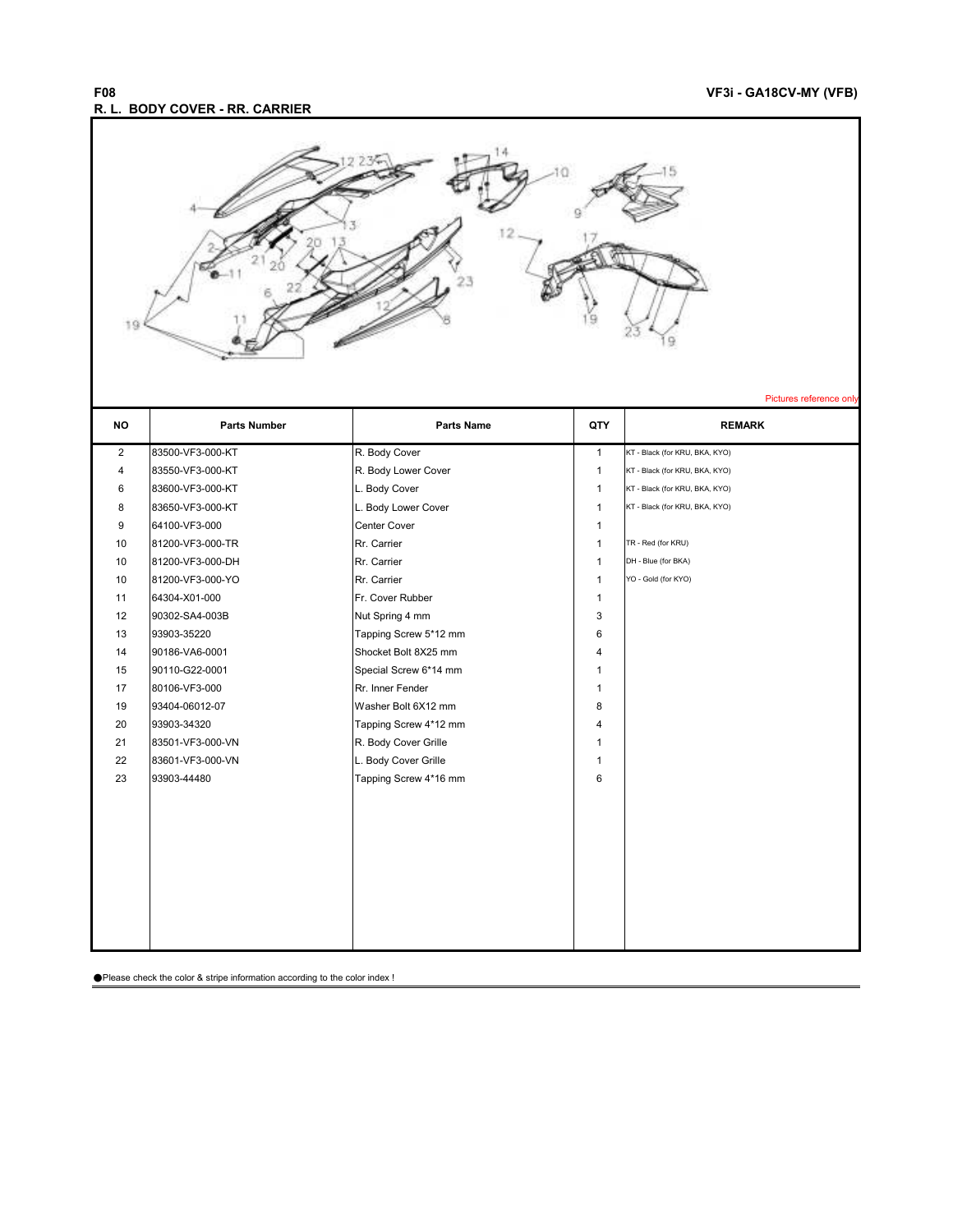**F08**

**VF3i - GA18CV-MY (VFB)**

## R. L. BODY COVER - RR. CARRIER

Pictures reference only

| NO | Parts Number | Parts Name | QTY | REMARK |
|---|---|---|---|---|
| 2 | 83500-VF3-000-KT | R. Body Cover | 1 | KT - Black (for KRU, BKA, KYO) |
| 4 | 83550-VF3-000-KT | R. Body Lower Cover | 1 | KT - Black (for KRU, BKA, KYO) |
| 6 | 83600-VF3-000-KT | L. Body Cover | 1 | KT - Black (for KRU, BKA, KYO) |
| 8 | 83650-VF3-000-KT | L. Body Lower Cover | 1 | KT - Black (for KRU, BKA, KYO) |
| 9 | 64100-VF3-000 | Center Cover | 1 | |
| 10 | 81200-VF3-000-TR | Rr. Carrier | 1 | TR - Red (for KRU) |
| 10 | 81200-VF3-000-DH | Rr. Carrier | 1 | DH - Blue (for BKA) |
| 10 | 81200-VF3-000-YO | Rr. Carrier | 1 | YO - Gold (for KYO) |
| 11 | 64304-X01-000 | Fr. Cover Rubber | 1 | |
| 12 | 90302-SA4-003B | Nut Spring 4 mm | 3 | |
| 13 | 93903-35220 | Tapping Screw 5*12 mm | 6 | |
| 14 | 90186-VA6-0001 | Shocket Bolt 8X25 mm | 4 | |
| 15 | 90110-G22-0001 | Special Screw 6*14 mm | 1 | |
| 17 | 80106-VF3-000 | Rr. Inner Fender | 1 | |
| 19 | 93404-06012-07 | Washer Bolt 6X12 mm | 8 | |
| 20 | 93903-34320 | Tapping Screw 4*12 mm | 4 | |
| 21 | 83501-VF3-000-VN | R. Body Cover Grille | 1 | |
| 22 | 83601-VF3-000-VN | L. Body Cover Grille | 1 | |
| 23 | 93903-44480 | Tapping Screw 4*16 mm | 6 | |

●Please check the color & stripe information according to the color index !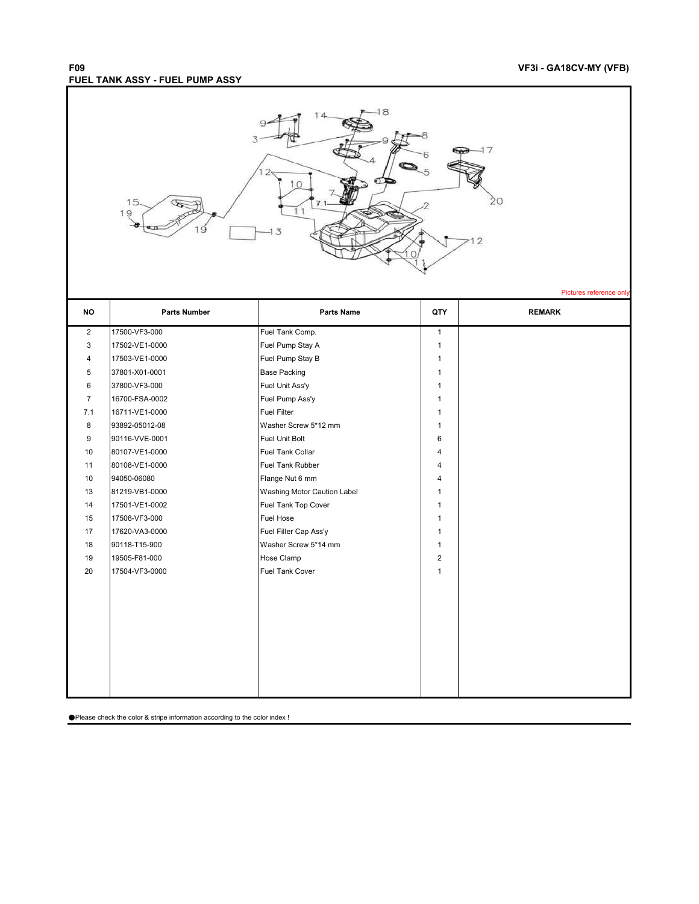**F09**

**VF3i - GA18CV-MY (VFB)**

## FUEL TANK ASSY - FUEL PUMP ASSY

Pictures reference only

| NO | Parts Number | Parts Name | QTY | REMARK |
|---|---|---|---|---|
| 2 | 17500-VF3-000 | Fuel Tank Comp. | 1 | |
| 3 | 17502-VE1-0000 | Fuel Pump Stay A | 1 | |
| 4 | 17503-VE1-0000 | Fuel Pump Stay B | 1 | |
| 5 | 37801-X01-0001 | Base Packing | 1 | |
| 6 | 37800-VF3-000 | Fuel Unit Ass'y | 1 | |
| 7 | 16700-FSA-0002 | Fuel Pump Ass'y | 1 | |
| 7.1 | 16711-VE1-0000 | Fuel Filter | 1 | |
| 8 | 93892-05012-08 | Washer Screw 5*12 mm | 1 | |
| 9 | 90116-VVE-0001 | Fuel Unit Bolt | 6 | |
| 10 | 80107-VE1-0000 | Fuel Tank Collar | 4 | |
| 11 | 80108-VE1-0000 | Fuel Tank Rubber | 4 | |
| 10 | 94050-06080 | Flange Nut 6 mm | 4 | |
| 13 | 81219-VB1-0000 | Washing Motor Caution Label | 1 | |
| 14 | 17501-VE1-0002 | Fuel Tank Top Cover | 1 | |
| 15 | 17508-VF3-000 | Fuel Hose | 1 | |
| 17 | 17620-VA3-0000 | Fuel Filler Cap Ass'y | 1 | |
| 18 | 90118-T15-900 | Washer Screw 5*14 mm | 1 | |
| 19 | 19505-F81-000 | Hose Clamp | 2 | |
| 20 | 17504-VF3-0000 | Fuel Tank Cover | 1 | |

●Please check the color & stripe information according to the color index !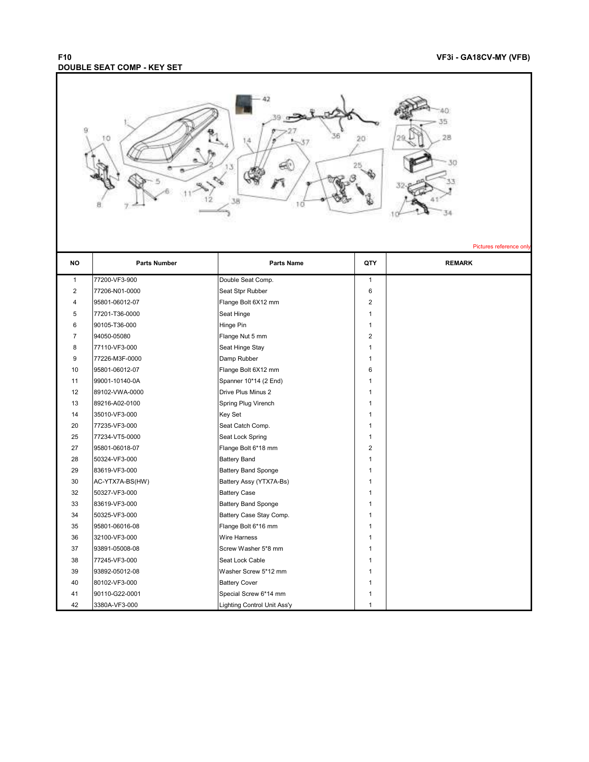# F10

## DOUBLE SEAT COMP - KEY SET

VF3i - GA18CV-MY (VFB)

Pictures reference only

| NO | Parts Number | Parts Name | QTY | REMARK |
|---|---|---|---|---|
| 1 | 77200-VF3-900 | Double Seat Comp. | 1 | |
| 2 | 77206-N01-0000 | Seat Stpr Rubber | 6 | |
| 4 | 95801-06012-07 | Flange Bolt 6X12 mm | 2 | |
| 5 | 77201-T36-0000 | Seat Hinge | 1 | |
| 6 | 90105-T36-000 | Hinge Pin | 1 | |
| 7 | 94050-05080 | Flange Nut 5 mm | 2 | |
| 8 | 77110-VF3-000 | Seat Hinge Stay | 1 | |
| 9 | 77226-M3F-0000 | Damp Rubber | 1 | |
| 10 | 95801-06012-07 | Flange Bolt 6X12 mm | 6 | |
| 11 | 99001-10140-0A | Spanner 10*14 (2 End) | 1 | |
| 12 | 89102-VWA-0000 | Drive Plus Minus 2 | 1 | |
| 13 | 89216-A02-0100 | Spring Plug Virench | 1 | |
| 14 | 35010-VF3-000 | Key Set | 1 | |
| 20 | 77235-VF3-000 | Seat Catch Comp. | 1 | |
| 25 | 77234-VT5-0000 | Seat Lock Spring | 1 | |
| 27 | 95801-06018-07 | Flange Bolt 6*18 mm | 2 | |
| 28 | 50324-VF3-000 | Battery Band | 1 | |
| 29 | 83619-VF3-000 | Battery Band Sponge | 1 | |
| 30 | AC-YTX7A-BS(HW) | Battery Assy (YTX7A-Bs) | 1 | |
| 32 | 50327-VF3-000 | Battery Case | 1 | |
| 33 | 83619-VF3-000 | Battery Band Sponge | 1 | |
| 34 | 50325-VF3-000 | Battery Case Stay Comp. | 1 | |
| 35 | 95801-06016-08 | Flange Bolt 6*16 mm | 1 | |
| 36 | 32100-VF3-000 | Wire Harness | 1 | |
| 37 | 93891-05008-08 | Screw Washer 5*8 mm | 1 | |
| 38 | 77245-VF3-000 | Seat Lock Cable | 1 | |
| 39 | 93892-05012-08 | Washer Screw 5*12 mm | 1 | |
| 40 | 80102-VF3-000 | Battery Cover | 1 | |
| 41 | 90110-G22-0001 | Special Screw 6*14 mm | 1 | |
| 42 | 3380A-VF3-000 | Lighting Control Unit Ass'y | 1 | |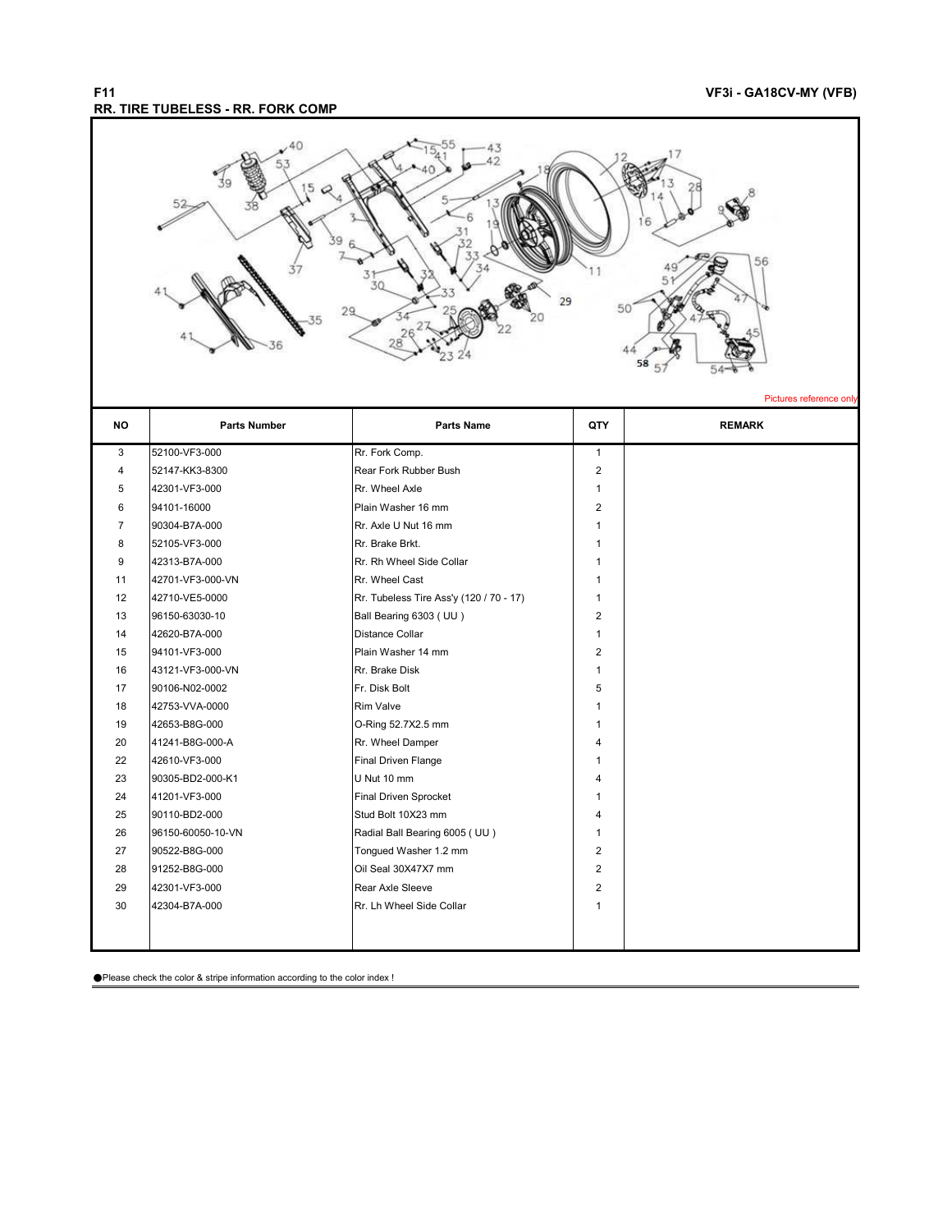# F11

## RR. TIRE TUBELESS - RR. FORK COMP

VF3i - GA18CV-MY (VFB)

Pictures reference only

| NO | Parts Number | Parts Name | QTY | REMARK |
|---|---|---|---|---|
| 3 | 52100-VF3-000 | Rr. Fork Comp. | 1 | |
| 4 | 52147-KK3-8300 | Rear Fork Rubber Bush | 2 | |
| 5 | 42301-VF3-000 | Rr. Wheel Axle | 1 | |
| 6 | 94101-16000 | Plain Washer 16 mm | 2 | |
| 7 | 90304-B7A-000 | Rr. Axle U Nut 16 mm | 1 | |
| 8 | 52105-VF3-000 | Rr. Brake Brkt. | 1 | |
| 9 | 42313-B7A-000 | Rr. Rh Wheel Side Collar | 1 | |
| 11 | 42701-VF3-000-VN | Rr. Wheel Cast | 1 | |
| 12 | 42710-VE5-0000 | Rr. Tubeless Tire Ass'y (120 / 70 - 17) | 1 | |
| 13 | 96150-63030-10 | Ball Bearing 6303 ( UU ) | 2 | |
| 14 | 42620-B7A-000 | Distance Collar | 1 | |
| 15 | 94101-VF3-000 | Plain Washer 14 mm | 2 | |
| 16 | 43121-VF3-000-VN | Rr. Brake Disk | 1 | |
| 17 | 90106-N02-0002 | Fr. Disk Bolt | 5 | |
| 18 | 42753-VVA-0000 | Rim Valve | 1 | |
| 19 | 42653-B8G-000 | O-Ring 52.7X2.5 mm | 1 | |
| 20 | 41241-B8G-000-A | Rr. Wheel Damper | 4 | |
| 22 | 42610-VF3-000 | Final Driven Flange | 1 | |
| 23 | 90305-BD2-000-K1 | U Nut 10 mm | 4 | |
| 24 | 41201-VF3-000 | Final Driven Sprocket | 1 | |
| 25 | 90110-BD2-000 | Stud Bolt 10X23 mm | 4 | |
| 26 | 96150-60050-10-VN | Radial Ball Bearing 6005 ( UU ) | 1 | |
| 27 | 90522-B8G-000 | Tongued Washer 1.2 mm | 2 | |
| 28 | 91252-B8G-000 | Oil Seal 30X47X7 mm | 2 | |
| 29 | 42301-VF3-000 | Rear Axle Sleeve | 2 | |
| 30 | 42304-B7A-000 | Rr. Lh Wheel Side Collar | 1 | |

●Please check the color & stripe information according to the color index !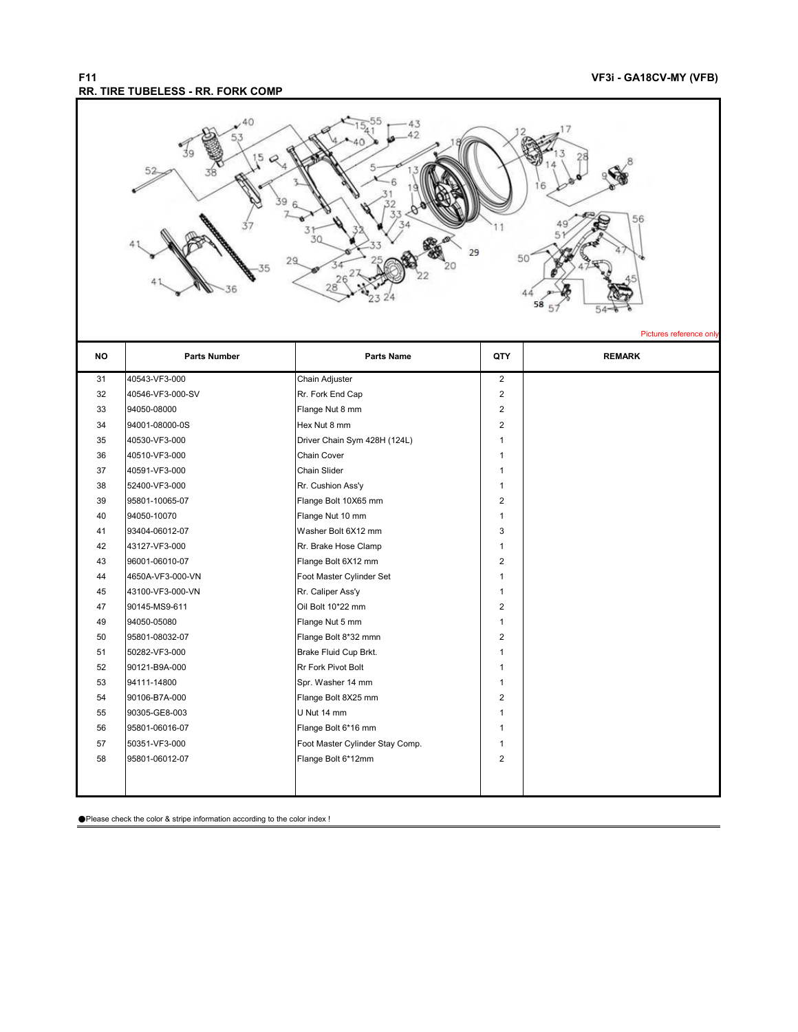# F11

## RR. TIRE TUBELESS - RR. FORK COMP

VF3i - GA18CV-MY (VFB)

Pictures reference only

| NO | Parts Number | Parts Name | QTY | REMARK |
|---|---|---|---|---|
| 31 | 40543-VF3-000 | Chain Adjuster | 2 | |
| 32 | 40546-VF3-000-SV | Rr. Fork End Cap | 2 | |
| 33 | 94050-08000 | Flange Nut 8 mm | 2 | |
| 34 | 94001-08000-0S | Hex Nut 8 mm | 2 | |
| 35 | 40530-VF3-000 | Driver Chain Sym 428H (124L) | 1 | |
| 36 | 40510-VF3-000 | Chain Cover | 1 | |
| 37 | 40591-VF3-000 | Chain Slider | 1 | |
| 38 | 52400-VF3-000 | Rr. Cushion Ass'y | 1 | |
| 39 | 95801-10065-07 | Flange Bolt 10X65 mm | 2 | |
| 40 | 94050-10070 | Flange Nut 10 mm | 1 | |
| 41 | 93404-06012-07 | Washer Bolt 6X12 mm | 3 | |
| 42 | 43127-VF3-000 | Rr. Brake Hose Clamp | 1 | |
| 43 | 96001-06010-07 | Flange Bolt 6X12 mm | 2 | |
| 44 | 4650A-VF3-000-VN | Foot Master Cylinder Set | 1 | |
| 45 | 43100-VF3-000-VN | Rr. Caliper Ass'y | 1 | |
| 47 | 90145-MS9-611 | Oil Bolt 10*22 mm | 2 | |
| 49 | 94050-05080 | Flange Nut 5 mm | 1 | |
| 50 | 95801-08032-07 | Flange Bolt 8*32 mmn | 2 | |
| 51 | 50282-VF3-000 | Brake Fluid Cup Brkt. | 1 | |
| 52 | 90121-B9A-000 | Rr Fork Pivot Bolt | 1 | |
| 53 | 94111-14800 | Spr. Washer 14 mm | 1 | |
| 54 | 90106-B7A-000 | Flange Bolt 8X25 mm | 2 | |
| 55 | 90305-GE8-003 | U Nut 14 mm | 1 | |
| 56 | 95801-06016-07 | Flange Bolt 6*16 mm | 1 | |
| 57 | 50351-VF3-000 | Foot Master Cylinder Stay Comp. | 1 | |
| 58 | 95801-06012-07 | Flange Bolt 6*12mm | 2 | |

●Please check the color & stripe information according to the color index !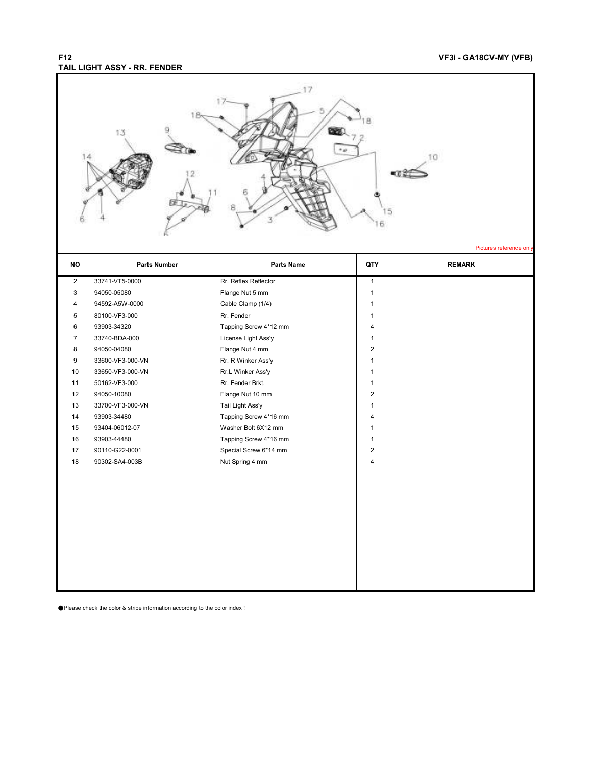**F12**

**VF3i - GA18CV-MY (VFB)**

## TAIL LIGHT ASSY - RR. FENDER

Pictures reference only

| NO | Parts Number | Parts Name | QTY | REMARK |
|---|---|---|---|---|
| 2 | 33741-VT5-0000 | Rr. Reflex Reflector | 1 | |
| 3 | 94050-05080 | Flange Nut 5 mm | 1 | |
| 4 | 94592-A5W-0000 | Cable Clamp (1/4) | 1 | |
| 5 | 80100-VF3-000 | Rr. Fender | 1 | |
| 6 | 93903-34320 | Tapping Screw 4*12 mm | 4 | |
| 7 | 33740-BDA-000 | License Light Ass'y | 1 | |
| 8 | 94050-04080 | Flange Nut 4 mm | 2 | |
| 9 | 33600-VF3-000-VN | Rr. R Winker Ass'y | 1 | |
| 10 | 33650-VF3-000-VN | Rr.L Winker Ass'y | 1 | |
| 11 | 50162-VF3-000 | Rr. Fender Brkt. | 1 | |
| 12 | 94050-10080 | Flange Nut 10 mm | 2 | |
| 13 | 33700-VF3-000-VN | Tail Light Ass'y | 1 | |
| 14 | 93903-34480 | Tapping Screw 4*16 mm | 4 | |
| 15 | 93404-06012-07 | Washer Bolt 6X12 mm | 1 | |
| 16 | 93903-44480 | Tapping Screw 4*16 mm | 1 | |
| 17 | 90110-G22-0001 | Special Screw 6*14 mm | 2 | |
| 18 | 90302-SA4-003B | Nut Spring 4 mm | 4 | |

●Please check the color & stripe information according to the color index !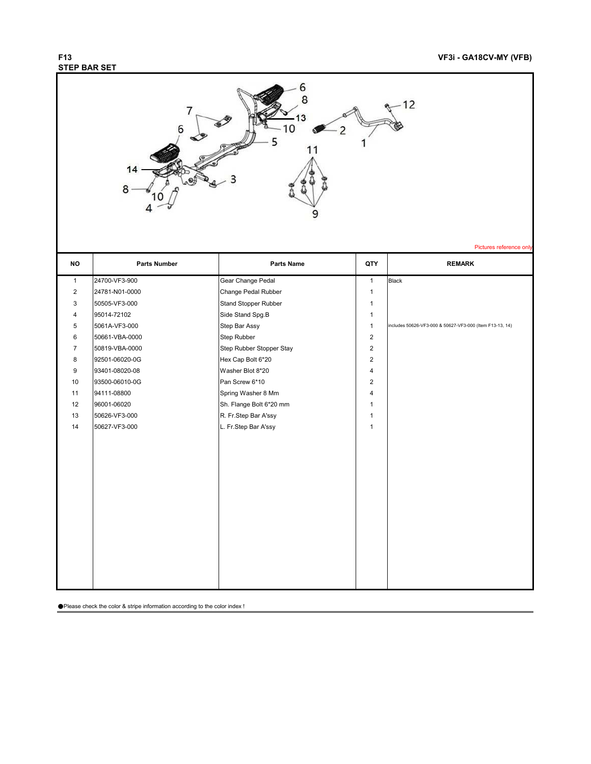# F13
## STEP BAR SET

VF3i - GA18CV-MY (VFB)

Pictures reference only

| NO | Parts Number | Parts Name | QTY | REMARK |
|---|---|---|---|---|
| 1 | 24700-VF3-900 | Gear Change Pedal | 1 | Black |
| 2 | 24781-N01-0000 | Change Pedal Rubber | 1 | |
| 3 | 50505-VF3-000 | Stand Stopper Rubber | 1 | |
| 4 | 95014-72102 | Side Stand Spg.B | 1 | |
| 5 | 5061A-VF3-000 | Step Bar Assy | 1 | includes 50626-VF3-000 & 50627-VF3-000 (Item F13-13, 14) |
| 6 | 50661-VBA-0000 | Step Rubber | 2 | |
| 7 | 50819-VBA-0000 | Step Rubber Stopper Stay | 2 | |
| 8 | 92501-06020-0G | Hex Cap Bolt 6*20 | 2 | |
| 9 | 93401-08020-08 | Washer Blot 8*20 | 4 | |
| 10 | 93500-06010-0G | Pan Screw 6*10 | 2 | |
| 11 | 94111-08800 | Spring Washer 8 Mm | 4 | |
| 12 | 96001-06020 | Sh. Flange Bolt 6*20 mm | 1 | |
| 13 | 50626-VF3-000 | R. Fr.Step Bar A'ssy | 1 | |
| 14 | 50627-VF3-000 | L. Fr.Step Bar A'ssy | 1 | |

●Please check the color & stripe information according to the color index !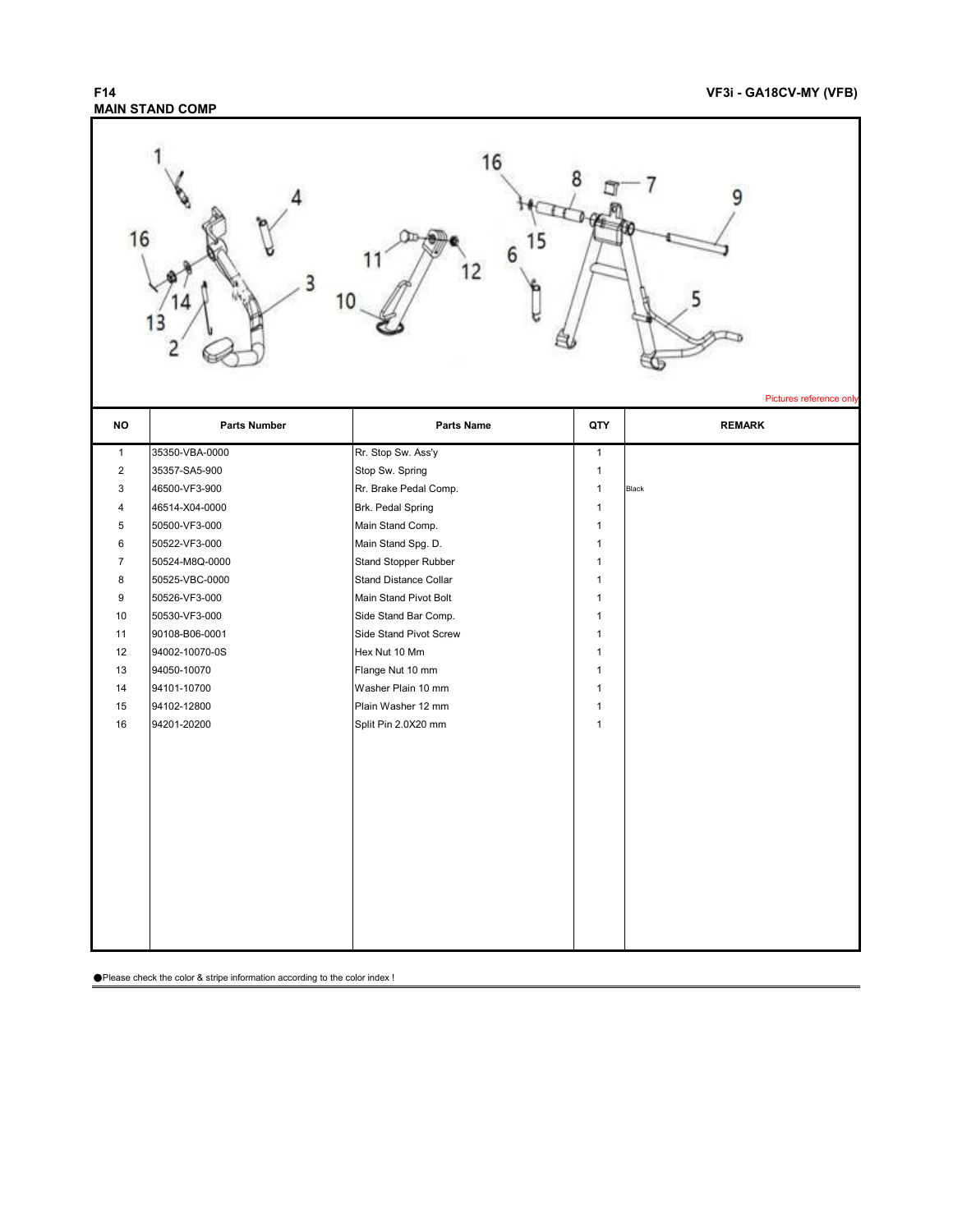# F14
## MAIN STAND COMP

VF3i - GA18CV-MY (VFB)

Pictures reference only

| NO | Parts Number | Parts Name | QTY | REMARK |
|---|---|---|---|---|
| 1 | 35350-VBA-0000 | Rr. Stop Sw. Ass'y | 1 | |
| 2 | 35357-SA5-900 | Stop Sw. Spring | 1 | |
| 3 | 46500-VF3-900 | Rr. Brake Pedal Comp. | 1 | Black |
| 4 | 46514-X04-0000 | Brk. Pedal Spring | 1 | |
| 5 | 50500-VF3-000 | Main Stand Comp. | 1 | |
| 6 | 50522-VF3-000 | Main Stand Spg. D. | 1 | |
| 7 | 50524-M8Q-0000 | Stand Stopper Rubber | 1 | |
| 8 | 50525-VBC-0000 | Stand Distance Collar | 1 | |
| 9 | 50526-VF3-000 | Main Stand Pivot Bolt | 1 | |
| 10 | 50530-VF3-000 | Side Stand Bar Comp. | 1 | |
| 11 | 90108-B06-0001 | Side Stand Pivot Screw | 1 | |
| 12 | 94002-10070-0S | Hex Nut 10 Mm | 1 | |
| 13 | 94050-10070 | Flange Nut 10 mm | 1 | |
| 14 | 94101-10700 | Washer Plain 10 mm | 1 | |
| 15 | 94102-12800 | Plain Washer 12 mm | 1 | |
| 16 | 94201-20200 | Split Pin 2.0X20 mm | 1 | |

●Please check the color & stripe information according to the color index !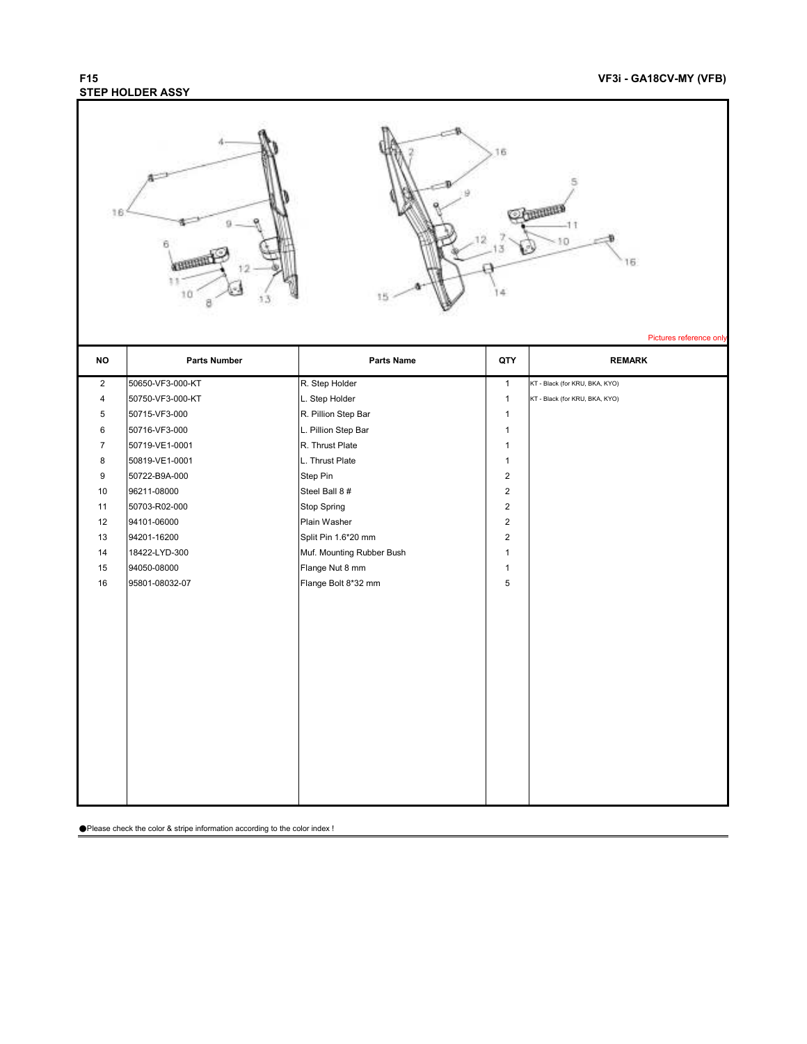F15

# STEP HOLDER ASSY

VF3i - GA18CV-MY (VFB)

Pictures reference only

| NO | Parts Number | Parts Name | QTY | REMARK |
|---|---|---|---|---|
| 2 | 50650-VF3-000-KT | R. Step Holder | 1 | KT - Black (for KRU, BKA, KYO) |
| 4 | 50750-VF3-000-KT | L. Step Holder | 1 | KT - Black (for KRU, BKA, KYO) |
| 5 | 50715-VF3-000 | R. Pillion Step Bar | 1 | |
| 6 | 50716-VF3-000 | L. Pillion Step Bar | 1 | |
| 7 | 50719-VE1-0001 | R. Thrust Plate | 1 | |
| 8 | 50819-VE1-0001 | L. Thrust Plate | 1 | |
| 9 | 50722-B9A-000 | Step Pin | 2 | |
| 10 | 96211-08000 | Steel Ball 8 # | 2 | |
| 11 | 50703-R02-000 | Stop Spring | 2 | |
| 12 | 94101-06000 | Plain Washer | 2 | |
| 13 | 94201-16200 | Split Pin 1.6*20 mm | 2 | |
| 14 | 18422-LYD-300 | Muf. Mounting Rubber Bush | 1 | |
| 15 | 94050-08000 | Flange Nut 8 mm | 1 | |
| 16 | 95801-08032-07 | Flange Bolt 8*32 mm | 5 | |

●Please check the color & stripe information according to the color index !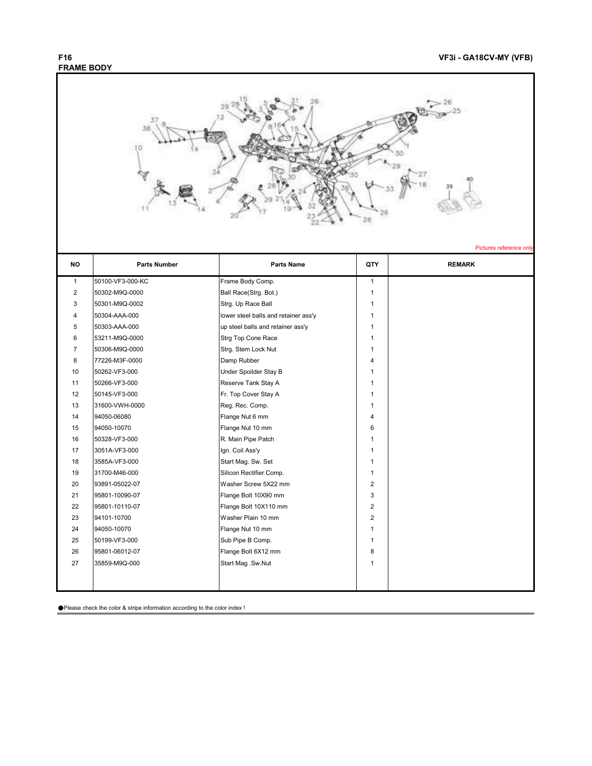# F16 FRAME BODY

VF3i - GA18CV-MY (VFB)

Pictures reference only

| NO | Parts Number | Parts Name | QTY | REMARK |
|---|---|---|---|---|
| 1 | 50100-VF3-000-KC | Frame Body Comp. | 1 | |
| 2 | 50302-M9Q-0000 | Ball Race(Strg. Bot.) | 1 | |
| 3 | 50301-M9Q-0002 | Strg. Up Race Ball | 1 | |
| 4 | 50304-AAA-000 | lower steel balls and retainer ass'y | 1 | |
| 5 | 50303-AAA-000 | up steel balls and retainer ass'y | 1 | |
| 6 | 53211-M9Q-0000 | Strg Top Cone Race | 1 | |
| 7 | 50306-M9Q-0000 | Strg. Stem Lock Nut | 1 | |
| 8 | 77226-M3F-0000 | Damp Rubber | 4 | |
| 10 | 50262-VF3-000 | Under Spoilder Stay B | 1 | |
| 11 | 50266-VF3-000 | Reserve Tank Stay A | 1 | |
| 12 | 50145-VF3-000 | Fr. Top Cover Stay A | 1 | |
| 13 | 31600-VWH-0000 | Reg. Rec. Comp. | 1 | |
| 14 | 94050-06080 | Flange Nut 6 mm | 4 | |
| 15 | 94050-10070 | Flange Nut 10 mm | 6 | |
| 16 | 50328-VF3-000 | R. Main Pipe Patch | 1 | |
| 17 | 3051A-VF3-000 | Ign. Coil Ass'y | 1 | |
| 18 | 3585A-VF3-000 | Start Mag. Sw. Set | 1 | |
| 19 | 31700-M46-000 | Silicon Rectifier Comp. | 1 | |
| 20 | 93891-05022-07 | Washer Screw 5X22 mm | 2 | |
| 21 | 95801-10090-07 | Flange Bolt 10X90 mm | 3 | |
| 22 | 95801-10110-07 | Flange Bolt 10X110 mm | 2 | |
| 23 | 94101-10700 | Washer Plain 10 mm | 2 | |
| 24 | 94050-10070 | Flange Nut 10 mm | 1 | |
| 25 | 50199-VF3-000 | Sub Pipe B Comp. | 1 | |
| 26 | 95801-06012-07 | Flange Bolt 6X12 mm | 8 | |
| 27 | 35859-M9Q-000 | Start Mag .Sw.Nut | 1 | |

●Please check the color & stripe information according to the color index !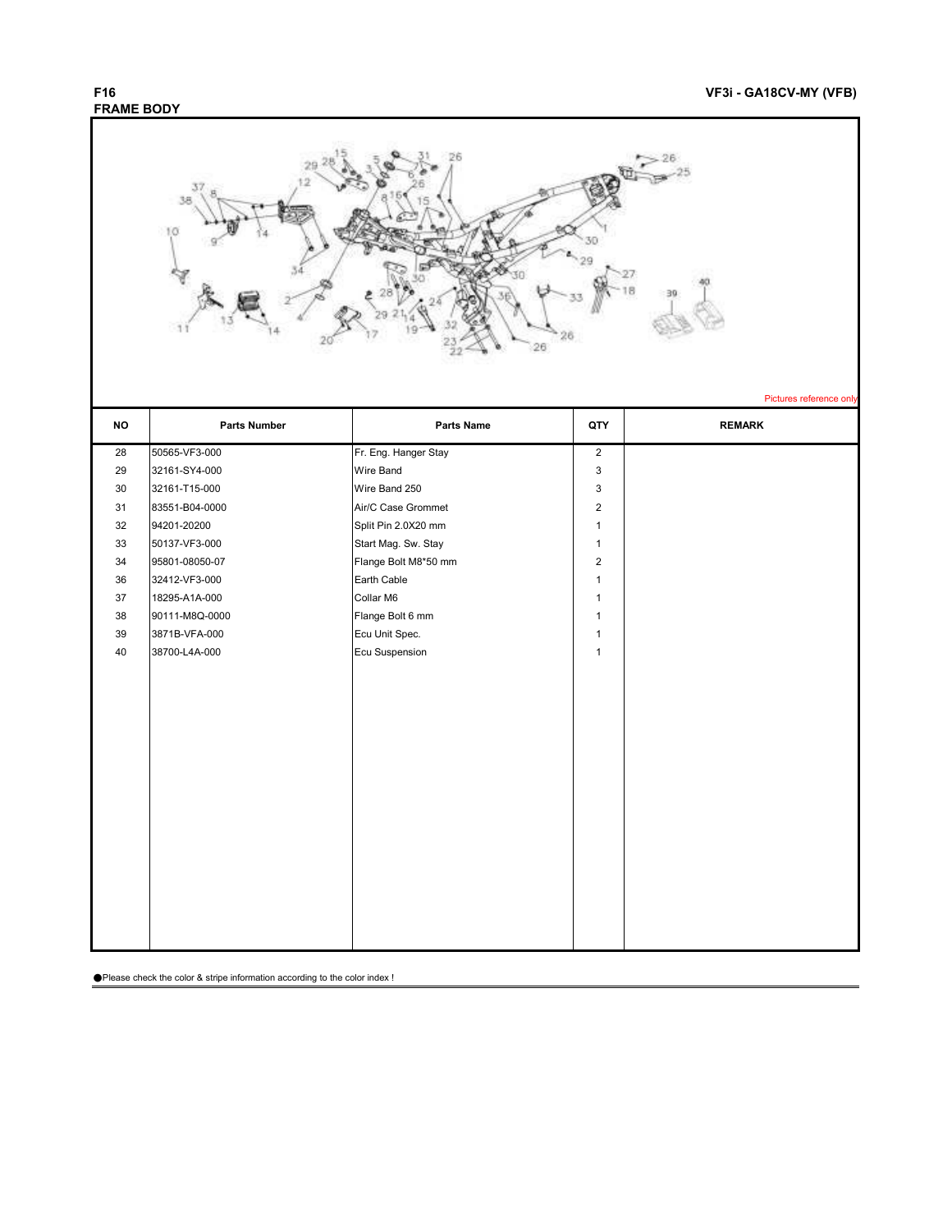# F16
## FRAME BODY

VF3i - GA18CV-MY (VFB)

Pictures reference only

| NO | Parts Number | Parts Name | QTY | REMARK |
|---|---|---|---|---|
| 28 | 50565-VF3-000 | Fr. Eng. Hanger Stay | 2 | |
| 29 | 32161-SY4-000 | Wire Band | 3 | |
| 30 | 32161-T15-000 | Wire Band 250 | 3 | |
| 31 | 83551-B04-0000 | Air/C Case Grommet | 2 | |
| 32 | 94201-20200 | Split Pin 2.0X20 mm | 1 | |
| 33 | 50137-VF3-000 | Start Mag. Sw. Stay | 1 | |
| 34 | 95801-08050-07 | Flange Bolt M8*50 mm | 2 | |
| 36 | 32412-VF3-000 | Earth Cable | 1 | |
| 37 | 18295-A1A-000 | Collar M6 | 1 | |
| 38 | 90111-M8Q-0000 | Flange Bolt 6 mm | 1 | |
| 39 | 3871B-VFA-000 | Ecu Unit Spec. | 1 | |
| 40 | 38700-L4A-000 | Ecu Suspension | 1 | |

●Please check the color & stripe information according to the color index !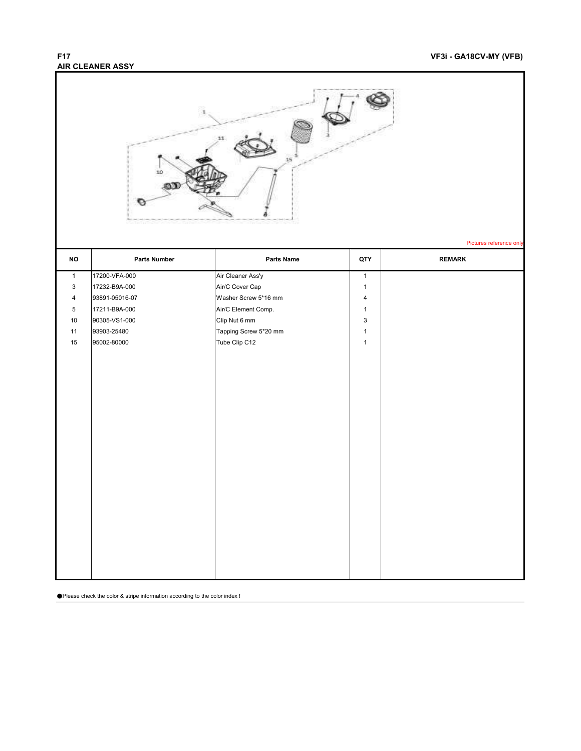# F17
## AIR CLEANER ASSY

VF3i - GA18CV-MY (VFB)

Pictures reference only

| NO | Parts Number | Parts Name | QTY | REMARK |
|---|---|---|---|---|
| 1 | 17200-VFA-000 | Air Cleaner Ass'y | 1 | |
| 3 | 17232-B9A-000 | Air/C Cover Cap | 1 | |
| 4 | 93891-05016-07 | Washer Screw 5*16 mm | 4 | |
| 5 | 17211-B9A-000 | Air/C Element Comp. | 1 | |
| 10 | 90305-VS1-000 | Clip Nut 6 mm | 3 | |
| 11 | 93903-25480 | Tapping Screw 5*20 mm | 1 | |
| 15 | 95002-80000 | Tube Clip C12 | 1 | |

●Please check the color & stripe information according to the color index !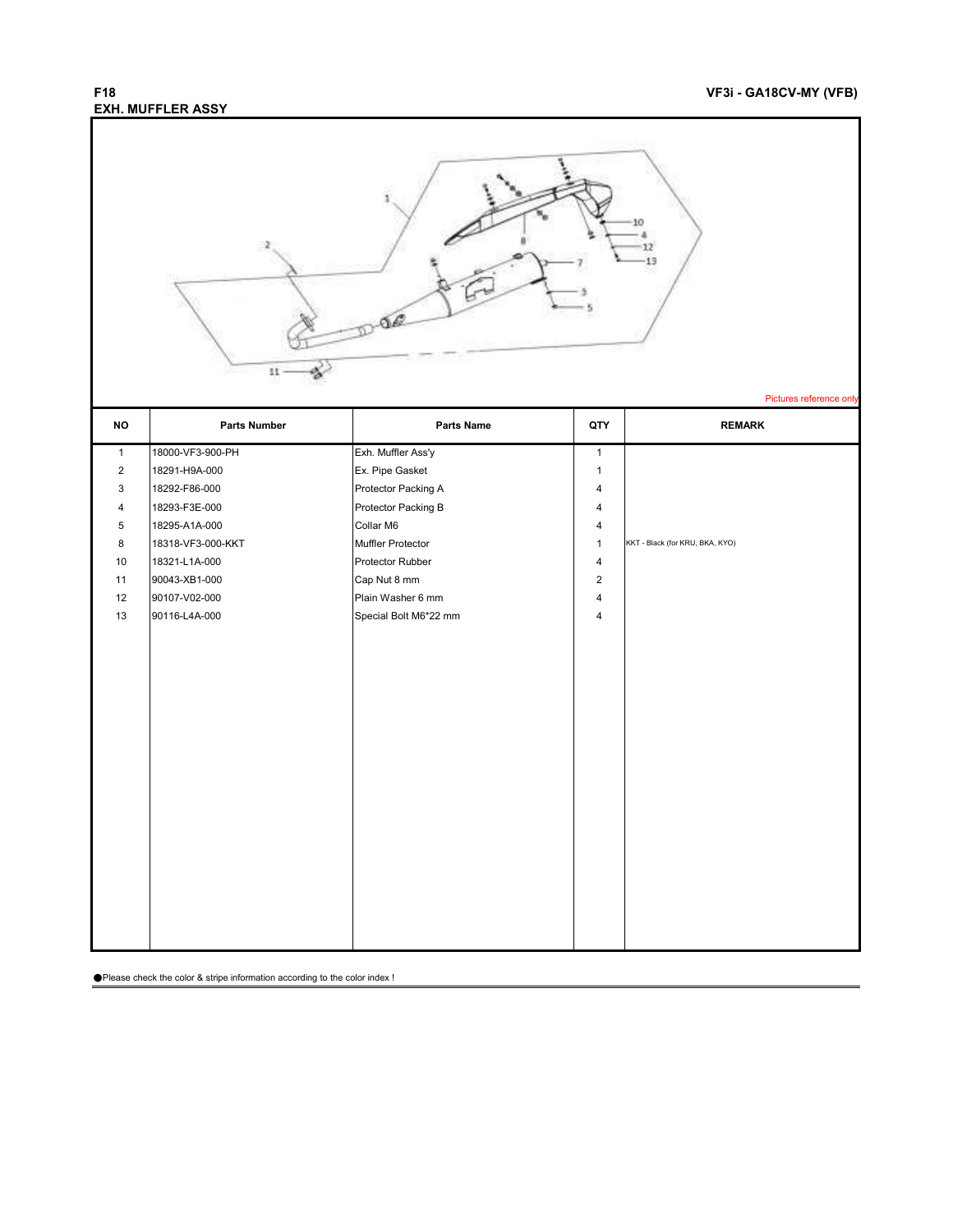# F18
## EXH. MUFFLER ASSY

VF3i - GA18CV-MY (VFB)

Pictures reference only

| NO | Parts Number | Parts Name | QTY | REMARK |
|---|---|---|---|---|
| 1 | 18000-VF3-900-PH | Exh. Muffler Ass'y | 1 | |
| 2 | 18291-H9A-000 | Ex. Pipe Gasket | 1 | |
| 3 | 18292-F86-000 | Protector Packing A | 4 | |
| 4 | 18293-F3E-000 | Protector Packing B | 4 | |
| 5 | 18295-A1A-000 | Collar M6 | 4 | |
| 8 | 18318-VF3-000-KKT | Muffler Protector | 1 | KKT - Black (for KRU, BKA, KYO) |
| 10 | 18321-L1A-000 | Protector Rubber | 4 | |
| 11 | 90043-XB1-000 | Cap Nut 8 mm | 2 | |
| 12 | 90107-V02-000 | Plain Washer 6 mm | 4 | |
| 13 | 90116-L4A-000 | Special Bolt M6*22 mm | 4 | |

●Please check the color & stripe information according to the color index !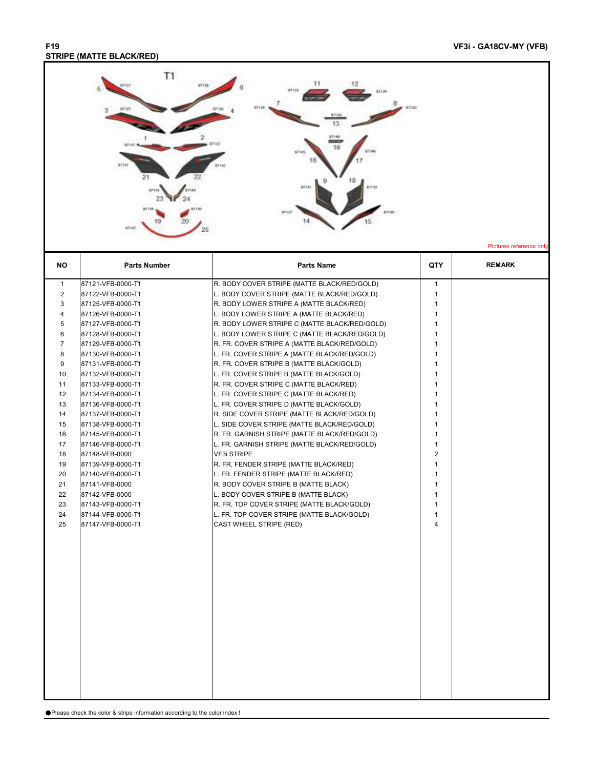F19 **VF3i - GA18CV-MY (VFB)**

**STRIPE (MATTE BLACK/RED)**

Pictures reference only

| NO | Parts Number | Parts Name | QTY | REMARK |
|---|---|---|---|---|
| 1 | 87121-VFB-0000-T1 | R. BODY COVER STRIPE (MATTE BLACK/RED/GOLD) | 1 | |
| 2 | 87122-VFB-0000-T1 | L. BODY COVER STRIPE (MATTE BLACK/RED/GOLD) | 1 | |
| 3 | 87125-VFB-0000-T1 | R. BODY LOWER STRIPE A (MATTE BLACK/RED) | 1 | |
| 4 | 87126-VFB-0000-T1 | L. BODY LOWER STRIPE A (MATTE BLACK/RED) | 1 | |
| 5 | 87127-VFB-0000-T1 | R. BODY LOWER STRIPE C (MATTE BLACK/RED/GOLD) | 1 | |
| 6 | 87128-VFB-0000-T1 | L. BODY LOWER STRIPE C (MATTE BLACK/RED/GOLD) | 1 | |
| 7 | 87129-VFB-0000-T1 | R. FR. COVER STRIPE A (MATTE BLACK/RED/GOLD) | 1 | |
| 8 | 87130-VFB-0000-T1 | L. FR. COVER STRIPE A (MATTE BLACK/RED/GOLD) | 1 | |
| 9 | 87131-VFB-0000-T1 | R. FR. COVER STRIPE B (MATTE BLACK/GOLD) | 1 | |
| 10 | 87132-VFB-0000-T1 | L. FR. COVER STRIPE B (MATTE BLACK/GOLD) | 1 | |
| 11 | 87133-VFB-0000-T1 | R. FR. COVER STRIPE C (MATTE BLACK/RED) | 1 | |
| 12 | 87134-VFB-0000-T1 | L. FR. COVER STRIPE C (MATTE BLACK/RED) | 1 | |
| 13 | 87136-VFB-0000-T1 | L. FR. COVER STRIPE D (MATTE BLACK/GOLD) | 1 | |
| 14 | 87137-VFB-0000-T1 | R. SIDE COVER STRIPE (MATTE BLACK/RED/GOLD) | 1 | |
| 15 | 87138-VFB-0000-T1 | L. SIDE COVER STRIPE (MATTE BLACK/RED/GOLD) | 1 | |
| 16 | 87145-VFB-0000-T1 | R. FR. GARNISH STRIPE (MATTE BLACK/RED/GOLD) | 1 | |
| 17 | 87146-VFB-0000-T1 | L. FR. GARNISH STRIPE (MATTE BLACK/RED/GOLD) | 1 | |
| 18 | 87148-VFB-0000 | VF3i STRIPE | 2 | |
| 19 | 87139-VFB-0000-T1 | R. FR. FENDER STRIPE (MATTE BLACK/RED) | 1 | |
| 20 | 87140-VFB-0000-T1 | L. FR. FENDER STRIPE (MATTE BLACK/RED) | 1 | |
| 21 | 87141-VFB-0000 | R. BODY COVER STRIPE B (MATTE BLACK) | 1 | |
| 22 | 87142-VFB-0000 | L. BODY COVER STRIPE B (MATTE BLACK) | 1 | |
| 23 | 87143-VFB-0000-T1 | R. FR. TOP COVER STRIPE (MATTE BLACK/GOLD) | 1 | |
| 24 | 87144-VFB-0000-T1 | L. FR. TOP COVER STRIPE (MATTE BLACK/GOLD) | 1 | |
| 25 | 87147-VFB-0000-T1 | CAST WHEEL STRIPE (RED) | 4 | |

● Please check the color & stripe information according to the color index !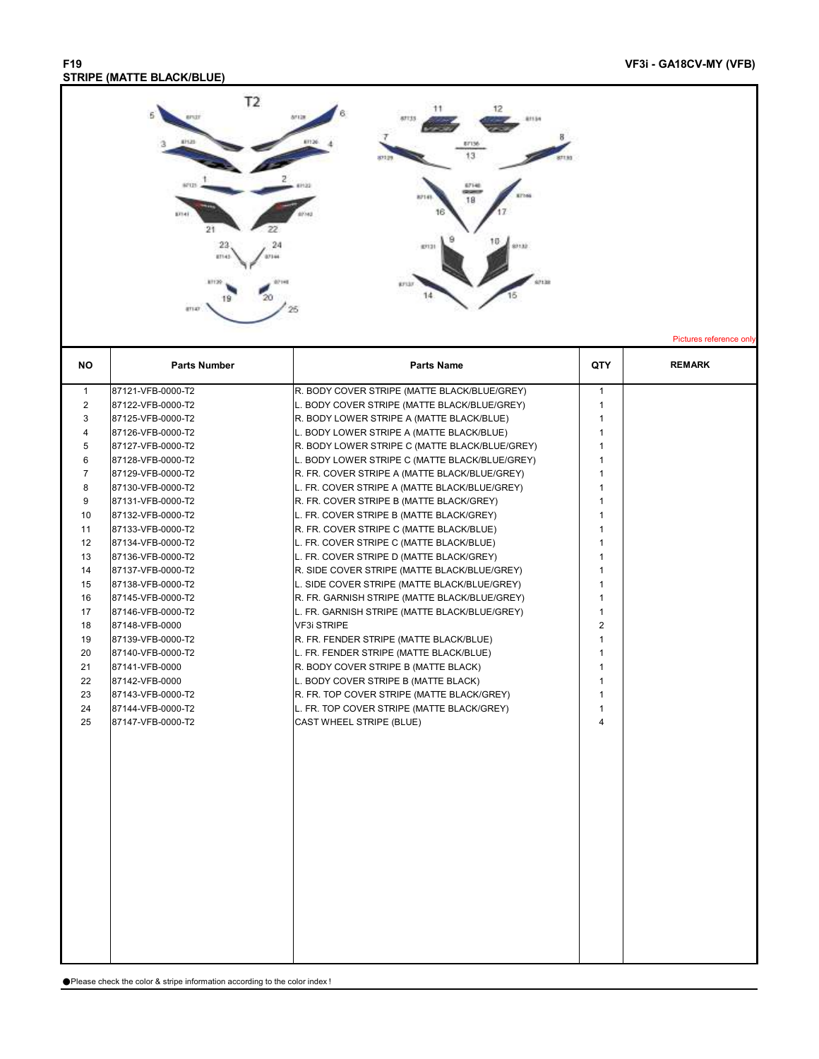# F19
## STRIPE (MATTE BLACK/BLUE)

VF3i - GA18CV-MY (VFB)

T2

Pictures reference only

| NO | Parts Number | Parts Name | QTY | REMARK |
|---|---|---|---|---|
| 1 | 87121-VFB-0000-T2 | R. BODY COVER STRIPE (MATTE BLACK/BLUE/GREY) | 1 | |
| 2 | 87122-VFB-0000-T2 | L. BODY COVER STRIPE (MATTE BLACK/BLUE/GREY) | 1 | |
| 3 | 87125-VFB-0000-T2 | R. BODY LOWER STRIPE A (MATTE BLACK/BLUE) | 1 | |
| 4 | 87126-VFB-0000-T2 | L. BODY LOWER STRIPE A (MATTE BLACK/BLUE) | 1 | |
| 5 | 87127-VFB-0000-T2 | R. BODY LOWER STRIPE C (MATTE BLACK/BLUE/GREY) | 1 | |
| 6 | 87128-VFB-0000-T2 | L. BODY LOWER STRIPE C (MATTE BLACK/BLUE/GREY) | 1 | |
| 7 | 87129-VFB-0000-T2 | R. FR. COVER STRIPE A (MATTE BLACK/BLUE/GREY) | 1 | |
| 8 | 87130-VFB-0000-T2 | L. FR. COVER STRIPE A (MATTE BLACK/BLUE/GREY) | 1 | |
| 9 | 87131-VFB-0000-T2 | R. FR. COVER STRIPE B (MATTE BLACK/GREY) | 1 | |
| 10 | 87132-VFB-0000-T2 | L. FR. COVER STRIPE B (MATTE BLACK/GREY) | 1 | |
| 11 | 87133-VFB-0000-T2 | R. FR. COVER STRIPE C (MATTE BLACK/BLUE) | 1 | |
| 12 | 87134-VFB-0000-T2 | L. FR. COVER STRIPE C (MATTE BLACK/BLUE) | 1 | |
| 13 | 87136-VFB-0000-T2 | L. FR. COVER STRIPE D (MATTE BLACK/GREY) | 1 | |
| 14 | 87137-VFB-0000-T2 | R. SIDE COVER STRIPE (MATTE BLACK/BLUE/GREY) | 1 | |
| 15 | 87138-VFB-0000-T2 | L. SIDE COVER STRIPE (MATTE BLACK/BLUE/GREY) | 1 | |
| 16 | 87145-VFB-0000-T2 | R. FR. GARNISH STRIPE (MATTE BLACK/BLUE/GREY) | 1 | |
| 17 | 87146-VFB-0000-T2 | L. FR. GARNISH STRIPE (MATTE BLACK/BLUE/GREY) | 1 | |
| 18 | 87148-VFB-0000 | VF3i STRIPE | 2 | |
| 19 | 87139-VFB-0000-T2 | R. FR. FENDER STRIPE (MATTE BLACK/BLUE) | 1 | |
| 20 | 87140-VFB-0000-T2 | L. FR. FENDER STRIPE (MATTE BLACK/BLUE) | 1 | |
| 21 | 87141-VFB-0000 | R. BODY COVER STRIPE B (MATTE BLACK) | 1 | |
| 22 | 87142-VFB-0000 | L. BODY COVER STRIPE B (MATTE BLACK) | 1 | |
| 23 | 87143-VFB-0000-T2 | R. FR. TOP COVER STRIPE (MATTE BLACK/GREY) | 1 | |
| 24 | 87144-VFB-0000-T2 | L. FR. TOP COVER STRIPE (MATTE BLACK/GREY) | 1 | |
| 25 | 87147-VFB-0000-T2 | CAST WHEEL STRIPE (BLUE) | 4 | |

●Please check the color & stripe information according to the color index !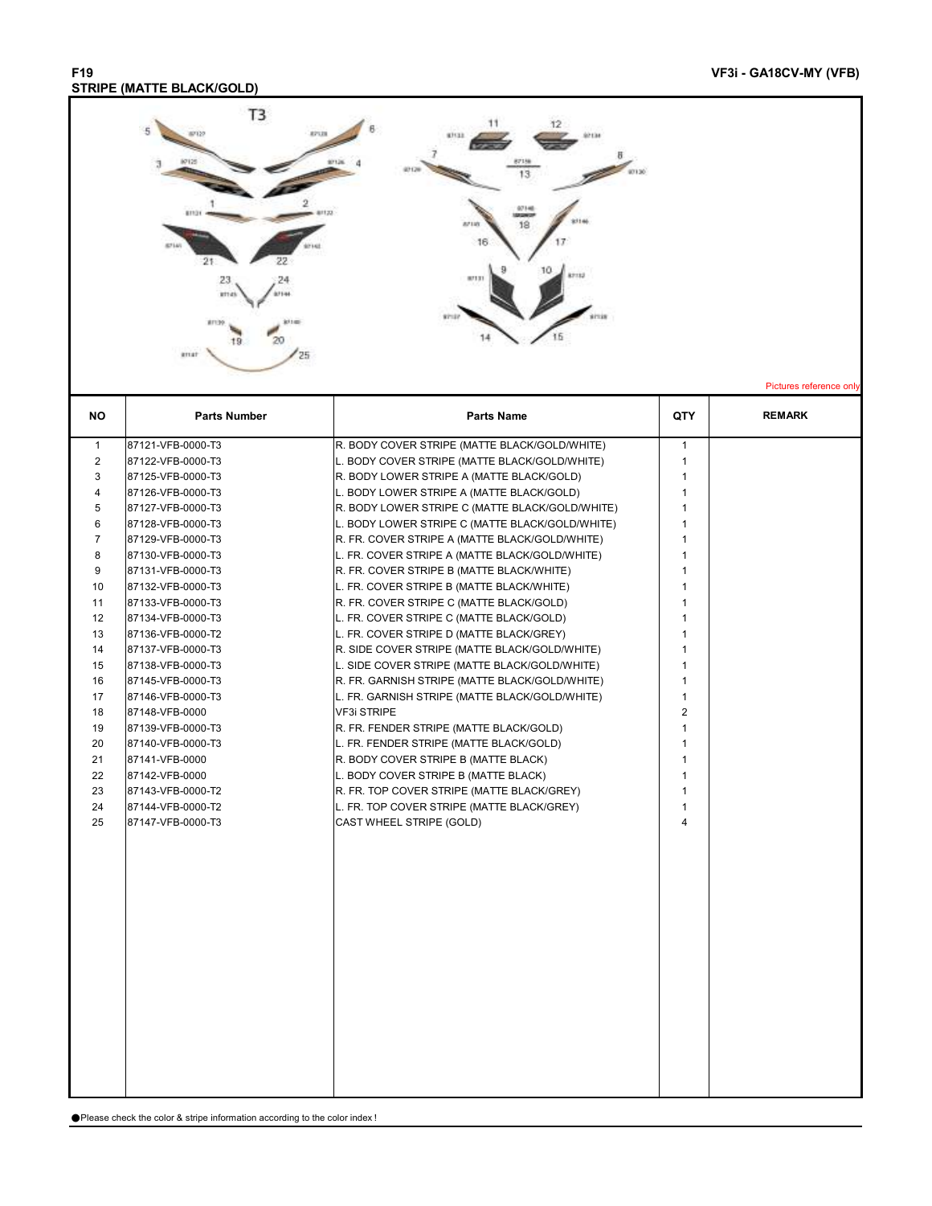# F19
## STRIPE (MATTE BLACK/GOLD)

VF3i - GA18CV-MY (VFB)

T3

Pictures reference only

| NO | Parts Number | Parts Name | QTY | REMARK |
|---|---|---|---|---|
| 1 | 87121-VFB-0000-T3 | R. BODY COVER STRIPE (MATTE BLACK/GOLD/WHITE) | 1 | |
| 2 | 87122-VFB-0000-T3 | L. BODY COVER STRIPE (MATTE BLACK/GOLD/WHITE) | 1 | |
| 3 | 87125-VFB-0000-T3 | R. BODY LOWER STRIPE A (MATTE BLACK/GOLD) | 1 | |
| 4 | 87126-VFB-0000-T3 | L. BODY LOWER STRIPE A (MATTE BLACK/GOLD) | 1 | |
| 5 | 87127-VFB-0000-T3 | R. BODY LOWER STRIPE C (MATTE BLACK/GOLD/WHITE) | 1 | |
| 6 | 87128-VFB-0000-T3 | L. BODY LOWER STRIPE C (MATTE BLACK/GOLD/WHITE) | 1 | |
| 7 | 87129-VFB-0000-T3 | R. FR. COVER STRIPE A (MATTE BLACK/GOLD/WHITE) | 1 | |
| 8 | 87130-VFB-0000-T3 | L. FR. COVER STRIPE A (MATTE BLACK/GOLD/WHITE) | 1 | |
| 9 | 87131-VFB-0000-T3 | R. FR. COVER STRIPE B (MATTE BLACK/WHITE) | 1 | |
| 10 | 87132-VFB-0000-T3 | L. FR. COVER STRIPE B (MATTE BLACK/WHITE) | 1 | |
| 11 | 87133-VFB-0000-T3 | R. FR. COVER STRIPE C (MATTE BLACK/GOLD) | 1 | |
| 12 | 87134-VFB-0000-T3 | L. FR. COVER STRIPE C (MATTE BLACK/GOLD) | 1 | |
| 13 | 87136-VFB-0000-T2 | L. FR. COVER STRIPE D (MATTE BLACK/GREY) | 1 | |
| 14 | 87137-VFB-0000-T3 | R. SIDE COVER STRIPE (MATTE BLACK/GOLD/WHITE) | 1 | |
| 15 | 87138-VFB-0000-T3 | L. SIDE COVER STRIPE (MATTE BLACK/GOLD/WHITE) | 1 | |
| 16 | 87145-VFB-0000-T3 | R. FR. GARNISH STRIPE (MATTE BLACK/GOLD/WHITE) | 1 | |
| 17 | 87146-VFB-0000-T3 | L. FR. GARNISH STRIPE (MATTE BLACK/GOLD/WHITE) | 1 | |
| 18 | 87148-VFB-0000 | VF3i STRIPE | 2 | |
| 19 | 87139-VFB-0000-T3 | R. FR. FENDER STRIPE (MATTE BLACK/GOLD) | 1 | |
| 20 | 87140-VFB-0000-T3 | L. FR. FENDER STRIPE (MATTE BLACK/GOLD) | 1 | |
| 21 | 87141-VFB-0000 | R. BODY COVER STRIPE B (MATTE BLACK) | 1 | |
| 22 | 87142-VFB-0000 | L. BODY COVER STRIPE B (MATTE BLACK) | 1 | |
| 23 | 87143-VFB-0000-T2 | R. FR. TOP COVER STRIPE (MATTE BLACK/GREY) | 1 | |
| 24 | 87144-VFB-0000-T2 | L. FR. TOP COVER STRIPE (MATTE BLACK/GREY) | 1 | |
| 25 | 87147-VFB-0000-T3 | CAST WHEEL STRIPE (GOLD) | 4 | |

●Please check the color & stripe information according to the color index !